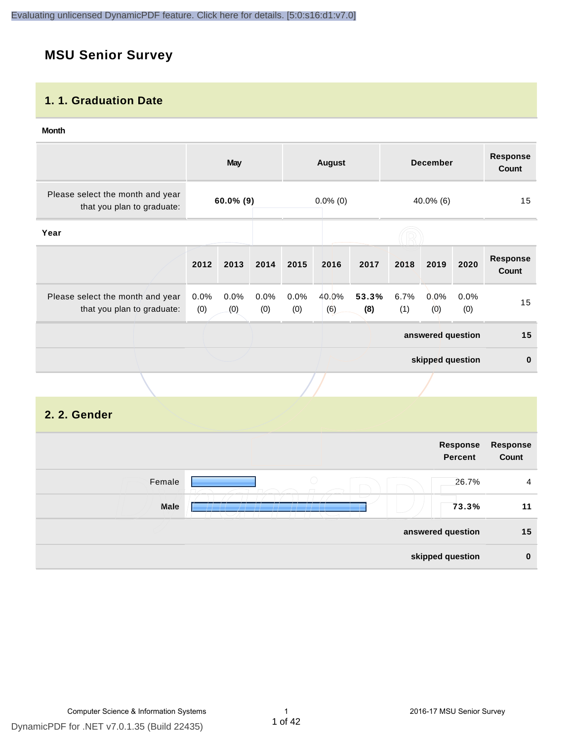# MSU Senior Survey

## 1. 1. Graduation Date

**Month**

| | May | August | December | Response Count |
|---|---|---|---|---|
| Please select the month and year that you plan to graduate: | **60.0% (9)** | 0.0% (0) | 40.0% (6) | 15 |

**Year**

| | 2012 | 2013 | 2014 | 2015 | 2016 | 2017 | 2018 | 2019 | 2020 | Response Count |
|---|---|---|---|---|---|---|---|---|---|---|
| Please select the month and year that you plan to graduate: | 0.0% (0) | 0.0% (0) | 0.0% (0) | 0.0% (0) | 40.0% (6) | **53.3% (8)** | 6.7% (1) | 0.0% (0) | 0.0% (0) | 15 |

| | |
|---|---|
| **answered question** | **15** |
| **skipped question** | **0** |

## 2. 2. Gender

| | Response Percent | Response Count |
|---|---|---|
| Female | 26.7% | 4 |
| Male | **73.3%** | **11** |
| **answered question** | | **15** |
| **skipped question** | | **0** |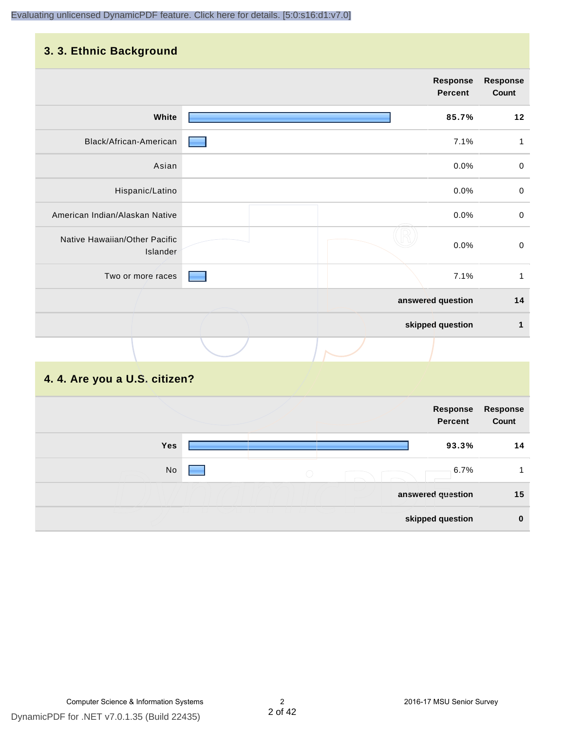## 3. 3. Ethnic Background

| | Response Percent | Response Count |
|---|---|---|
| **White** | **85.7%** | **12** |
| Black/African-American | 7.1% | 1 |
| Asian | 0.0% | 0 |
| Hispanic/Latino | 0.0% | 0 |
| American Indian/Alaskan Native | 0.0% | 0 |
| Native Hawaiian/Other Pacific Islander | 0.0% | 0 |
| Two or more races | 7.1% | 1 |
| | **answered question** | **14** |
| | **skipped question** | **1** |

## 4. 4. Are you a U.S. citizen?

| | Response Percent | Response Count |
|---|---|---|
| **Yes** | **93.3%** | **14** |
| No | 6.7% | 1 |
| | **answered question** | **15** |
| | **skipped question** | **0** |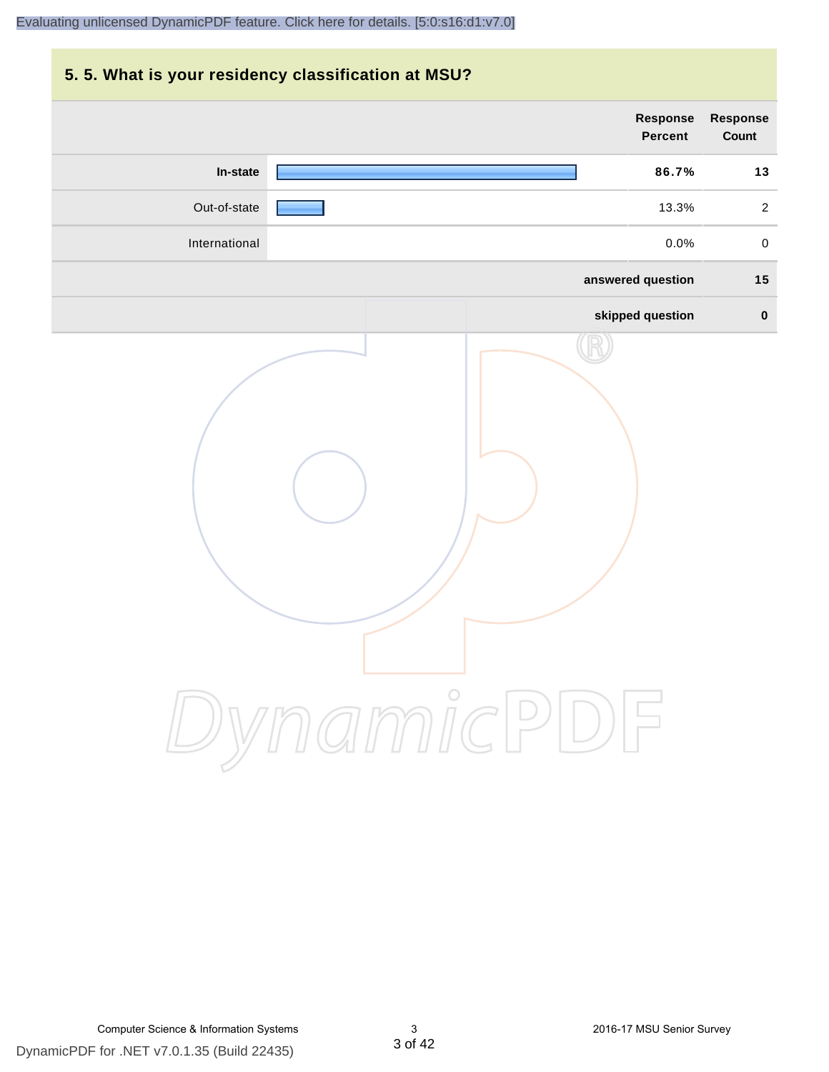## 5. 5. What is your residency classification at MSU?

| | Response Percent | Response Count |
|---|---|---|
| **In-state** | **86.7%** | **13** |
| Out-of-state | 13.3% | 2 |
| International | 0.0% | 0 |
| **answered question** | | **15** |
| **skipped question** | | **0** |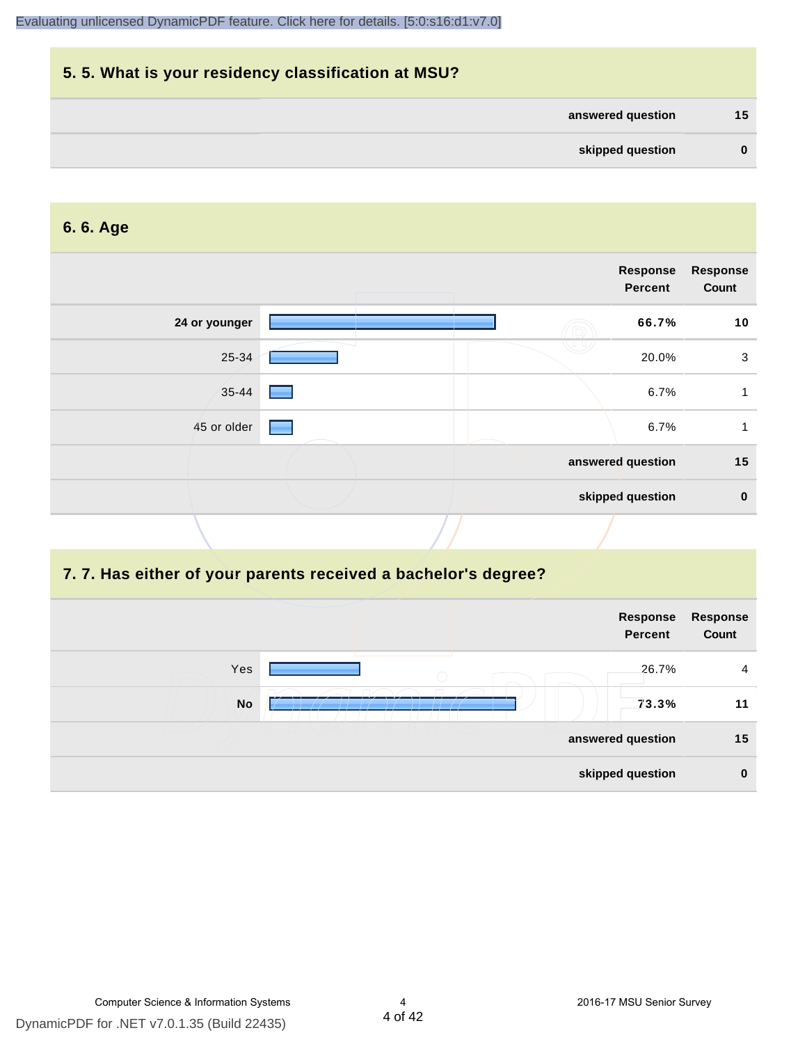Evaluating unlicensed DynamicPDF feature. Click here for details. [5:0:s16:d1:v7.0]

## 5. 5. What is your residency classification at MSU?

| | |
|---|---|
| answered question | 15 |
| skipped question | 0 |

## 6. 6. Age

| | Response Percent | Response Count |
|---|---|---|
| **24 or younger** | **66.7%** | **10** |
| 25-34 | 20.0% | 3 |
| 35-44 | 6.7% | 1 |
| 45 or older | 6.7% | 1 |
| answered question | | 15 |
| skipped question | | 0 |

## 7. 7. Has either of your parents received a bachelor's degree?

| | Response Percent | Response Count |
|---|---|---|
| Yes | 26.7% | 4 |
| **No** | **73.3%** | **11** |
| answered question | | 15 |
| skipped question | | 0 |

DynamicPDF for .NET v7.0.1.35 (Build 22435)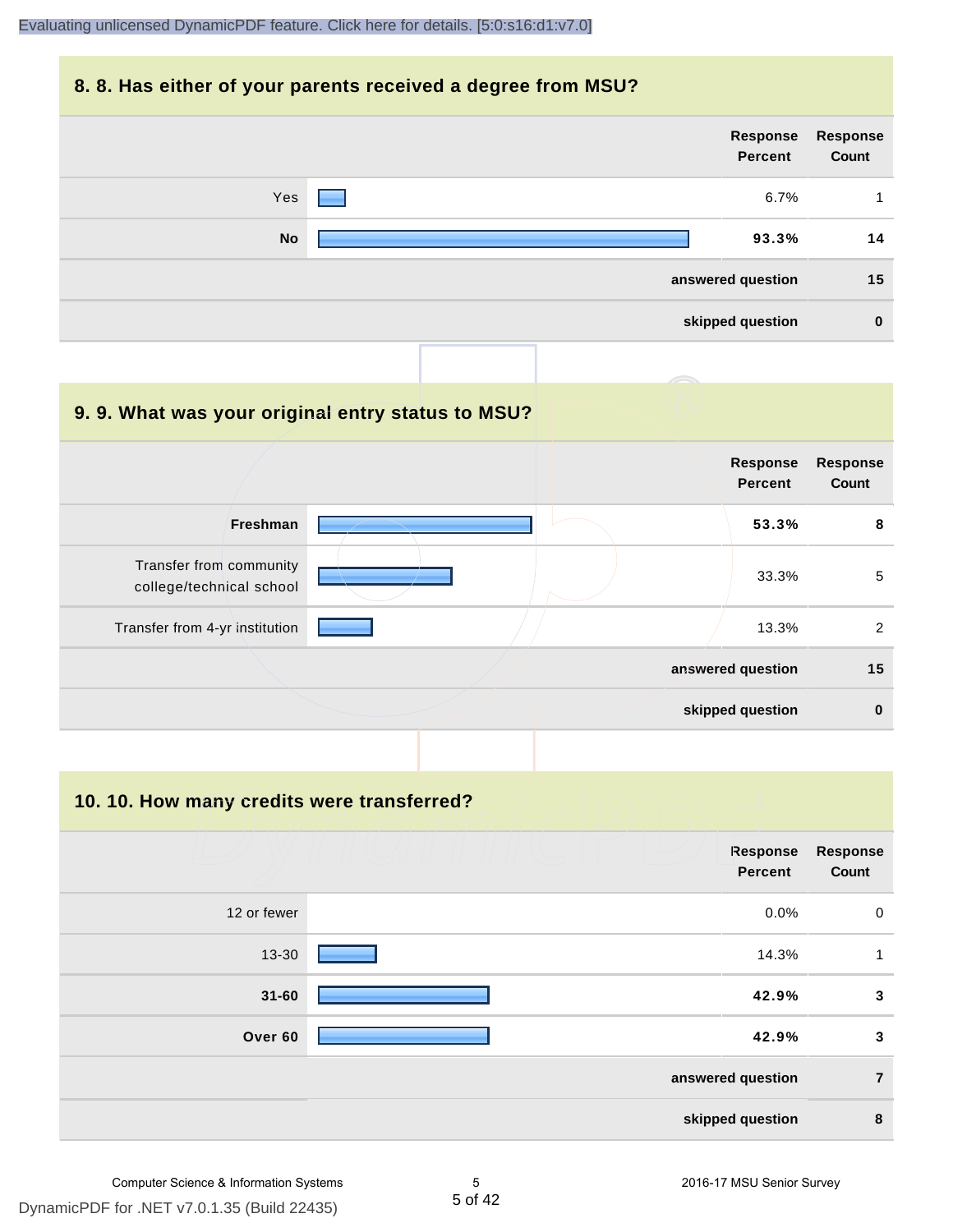## 8. 8. Has either of your parents received a degree from MSU?

| | Response Percent | Response Count |
|---|---|---|
| Yes | 6.7% | 1 |
| **No** | **93.3%** | **14** |
| | **answered question** | **15** |
| | **skipped question** | **0** |

## 9. 9. What was your original entry status to MSU?

| | Response Percent | Response Count |
|---|---|---|
| **Freshman** | **53.3%** | **8** |
| Transfer from community college/technical school | 33.3% | 5 |
| Transfer from 4-yr institution | 13.3% | 2 |
| | **answered question** | **15** |
| | **skipped question** | **0** |

## 10. 10. How many credits were transferred?

| | Response Percent | Response Count |
|---|---|---|
| 12 or fewer | 0.0% | 0 |
| 13-30 | 14.3% | 1 |
| **31-60** | **42.9%** | **3** |
| **Over 60** | **42.9%** | **3** |
| | **answered question** | **7** |
| | **skipped question** | **8** |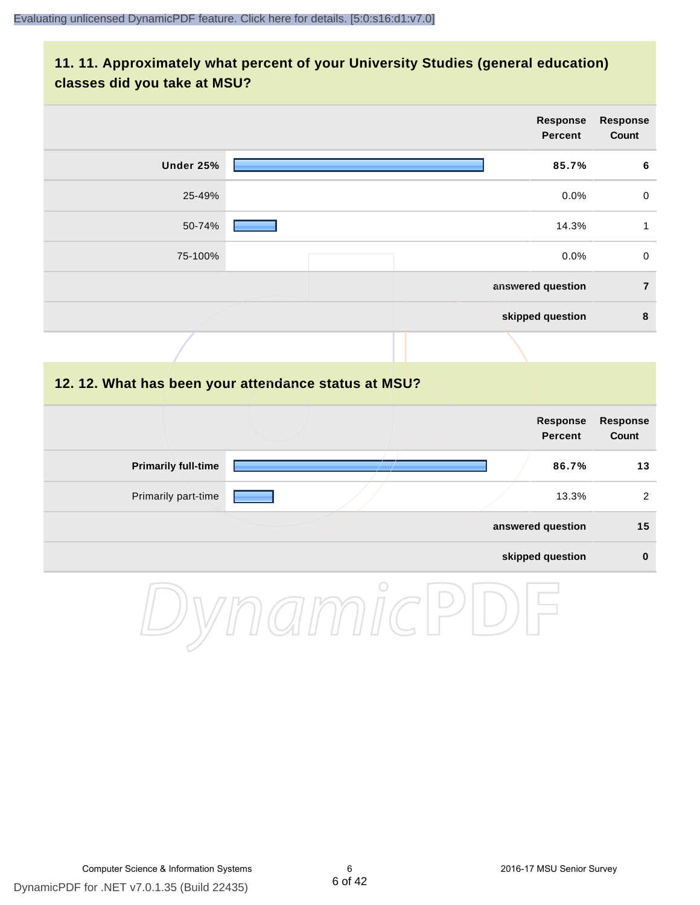## 11. 11. Approximately what percent of your University Studies (general education) classes did you take at MSU?

| | Response Percent | Response Count |
|---|---|---|
| **Under 25%** | **85.7%** | **6** |
| 25-49% | 0.0% | 0 |
| 50-74% | 14.3% | 1 |
| 75-100% | 0.0% | 0 |
| | **answered question** | **7** |
| | **skipped question** | **8** |

## 12. 12. What has been your attendance status at MSU?

| | Response Percent | Response Count |
|---|---|---|
| **Primarily full-time** | **86.7%** | **13** |
| Primarily part-time | 13.3% | 2 |
| | **answered question** | **15** |
| | **skipped question** | **0** |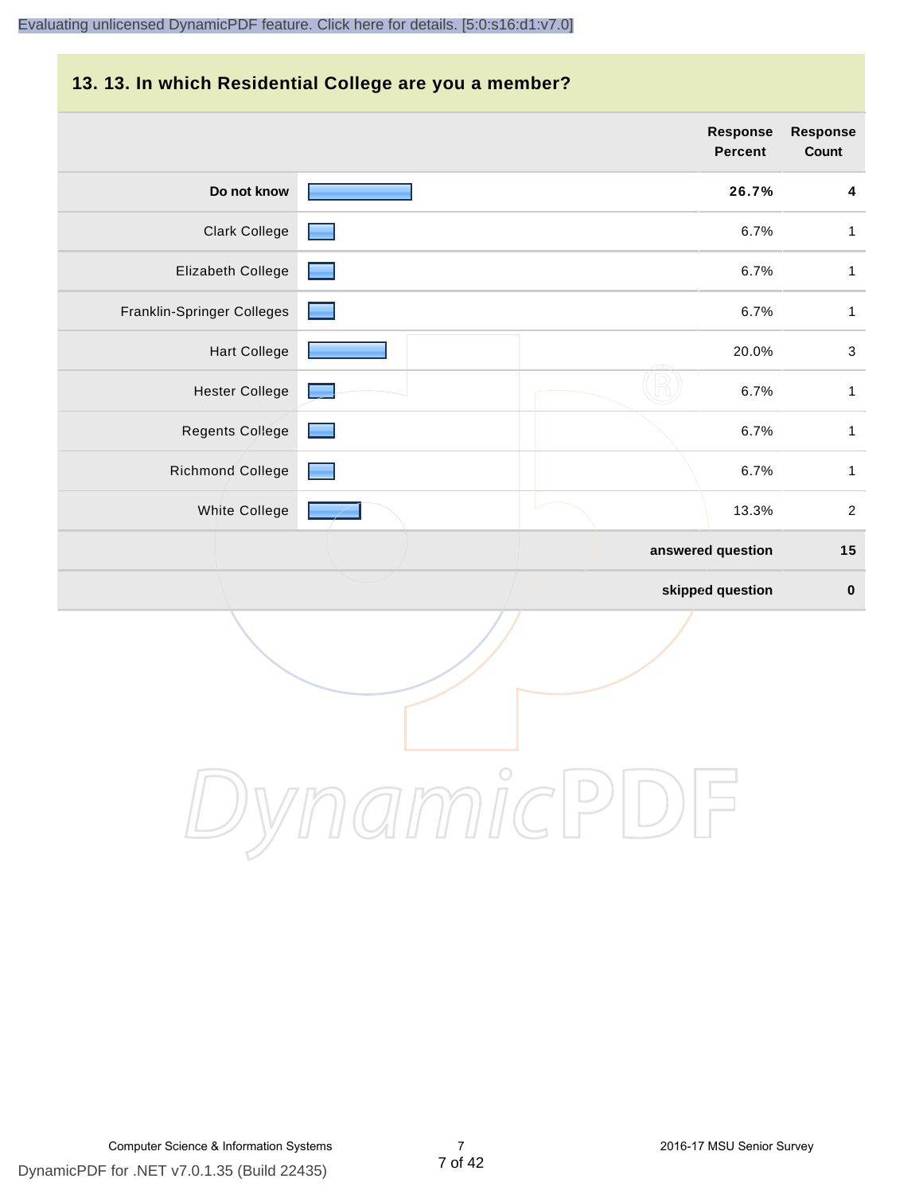## 13. 13. In which Residential College are you a member?

| | Response Percent | Response Count |
|---|---|---|
| **Do not know** | **26.7%** | **4** |
| Clark College | 6.7% | 1 |
| Elizabeth College | 6.7% | 1 |
| Franklin-Springer Colleges | 6.7% | 1 |
| Hart College | 20.0% | 3 |
| Hester College | 6.7% | 1 |
| Regents College | 6.7% | 1 |
| Richmond College | 6.7% | 1 |
| White College | 13.3% | 2 |
| | **answered question** | **15** |
| | **skipped question** | **0** |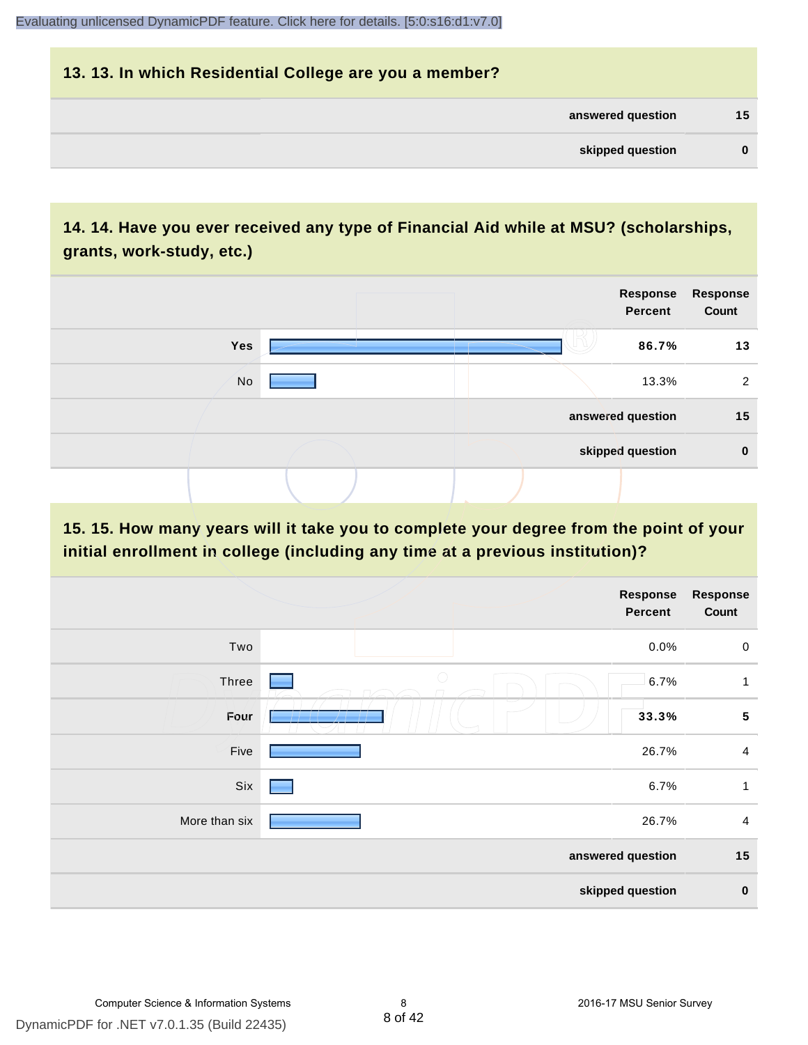## 13. 13. In which Residential College are you a member?

| | |
|---|---|
| **answered question** | **15** |
| **skipped question** | **0** |

## 14. 14. Have you ever received any type of Financial Aid while at MSU? (scholarships, grants, work-study, etc.)

| | Response Percent | Response Count |
|---|---|---|
| **Yes** | **86.7%** | **13** |
| No | 13.3% | 2 |
| **answered question** | | **15** |
| **skipped question** | | **0** |

## 15. 15. How many years will it take you to complete your degree from the point of your initial enrollment in college (including any time at a previous institution)?

| | Response Percent | Response Count |
|---|---|---|
| Two | 0.0% | 0 |
| Three | 6.7% | 1 |
| **Four** | **33.3%** | **5** |
| Five | 26.7% | 4 |
| Six | 6.7% | 1 |
| More than six | 26.7% | 4 |
| **answered question** | | **15** |
| **skipped question** | | **0** |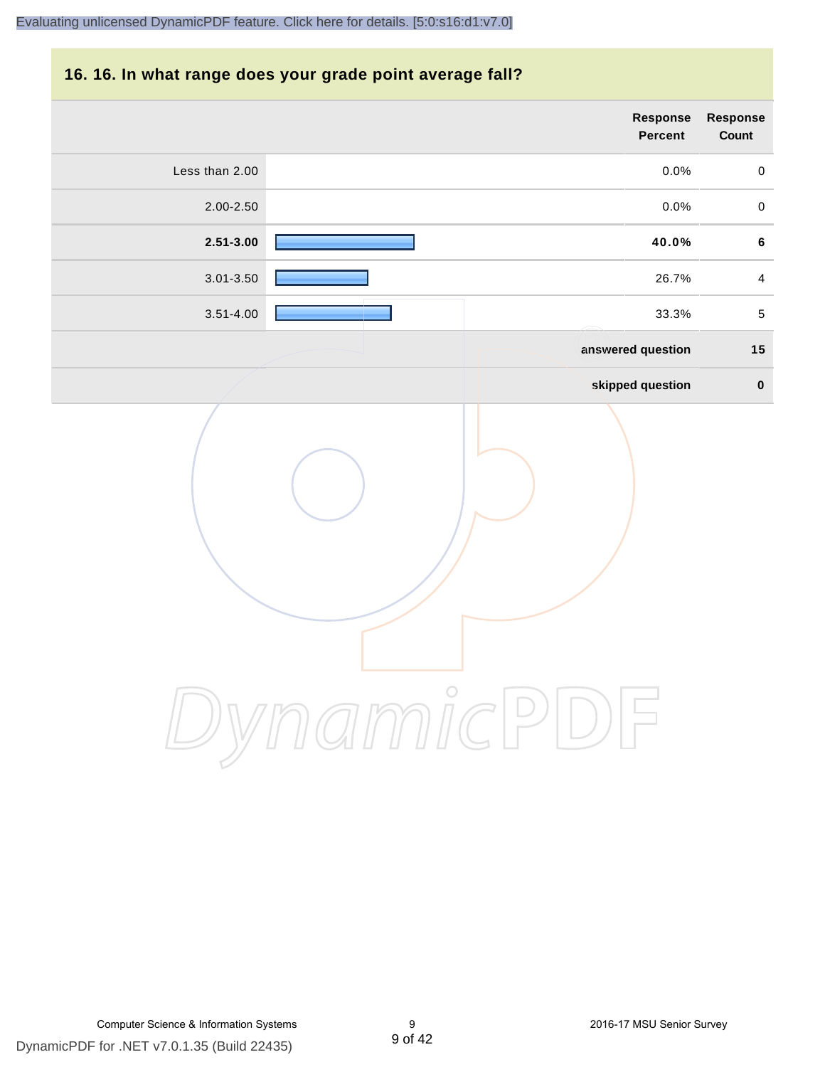## 16. 16. In what range does your grade point average fall?

| | Response Percent | Response Count |
|---|---|---|
| Less than 2.00 | 0.0% | 0 |
| 2.00-2.50 | 0.0% | 0 |
| **2.51-3.00** | **40.0%** | **6** |
| 3.01-3.50 | 26.7% | 4 |
| 3.51-4.00 | 33.3% | 5 |
| | **answered question** | **15** |
| | **skipped question** | **0** |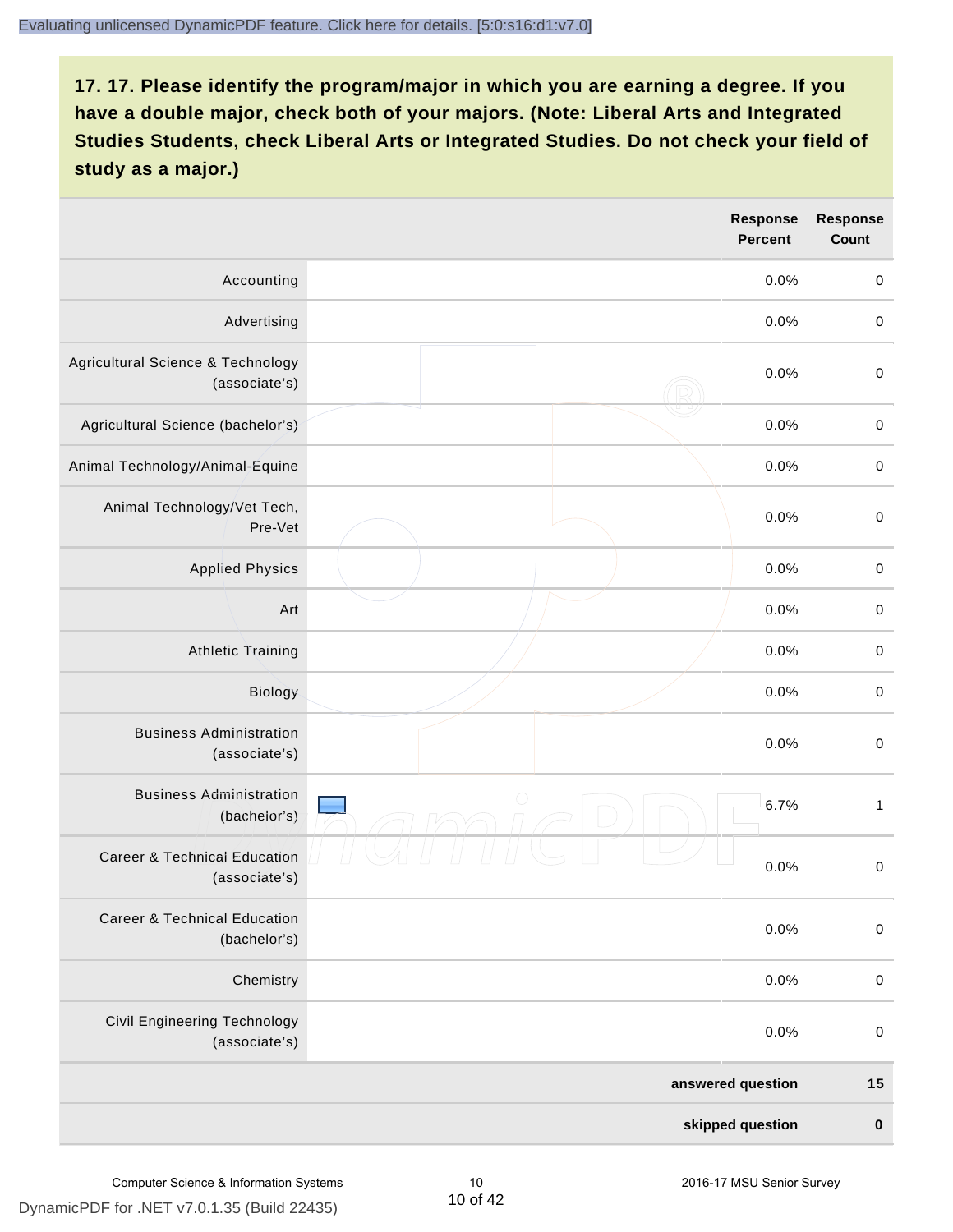## 17. 17. Please identify the program/major in which you are earning a degree. If you have a double major, check both of your majors. (Note: Liberal Arts and Integrated Studies Students, check Liberal Arts or Integrated Studies. Do not check your field of study as a major.)

| | Response Percent | Response Count |
|---|---|---|
| Accounting | 0.0% | 0 |
| Advertising | 0.0% | 0 |
| Agricultural Science & Technology (associate's) | 0.0% | 0 |
| Agricultural Science (bachelor's) | 0.0% | 0 |
| Animal Technology/Animal-Equine | 0.0% | 0 |
| Animal Technology/Vet Tech, Pre-Vet | 0.0% | 0 |
| Applied Physics | 0.0% | 0 |
| Art | 0.0% | 0 |
| Athletic Training | 0.0% | 0 |
| Biology | 0.0% | 0 |
| Business Administration (associate's) | 0.0% | 0 |
| Business Administration (bachelor's) | 6.7% | 1 |
| Career & Technical Education (associate's) | 0.0% | 0 |
| Career & Technical Education (bachelor's) | 0.0% | 0 |
| Chemistry | 0.0% | 0 |
| Civil Engineering Technology (associate's) | 0.0% | 0 |
| **answered question** | | **15** |
| **skipped question** | | **0** |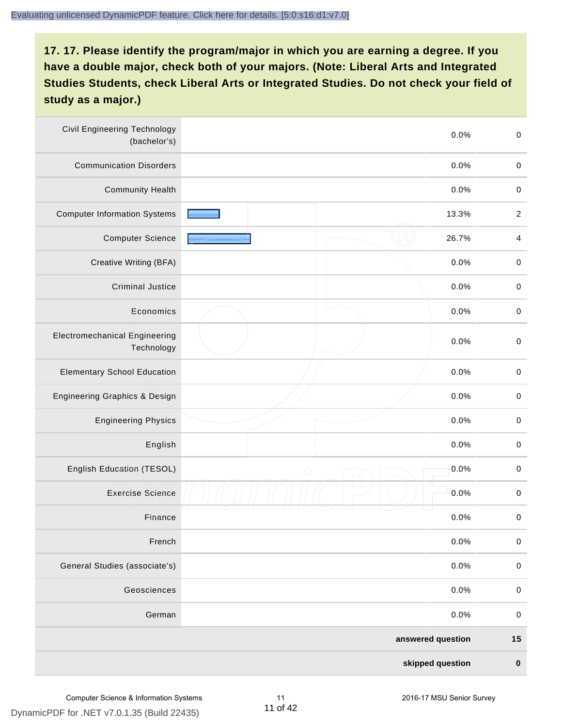## 17. 17. Please identify the program/major in which you are earning a degree. If you have a double major, check both of your majors. (Note: Liberal Arts and Integrated Studies Students, check Liberal Arts or Integrated Studies. Do not check your field of study as a major.)

| Program/Major | Percent | Count |
|---|---|---|
| Civil Engineering Technology (bachelor's) | 0.0% | 0 |
| Communication Disorders | 0.0% | 0 |
| Community Health | 0.0% | 0 |
| Computer Information Systems | 13.3% | 2 |
| Computer Science | 26.7% | 4 |
| Creative Writing (BFA) | 0.0% | 0 |
| Criminal Justice | 0.0% | 0 |
| Economics | 0.0% | 0 |
| Electromechanical Engineering Technology | 0.0% | 0 |
| Elementary School Education | 0.0% | 0 |
| Engineering Graphics & Design | 0.0% | 0 |
| Engineering Physics | 0.0% | 0 |
| English | 0.0% | 0 |
| English Education (TESOL) | 0.0% | 0 |
| Exercise Science | 0.0% | 0 |
| Finance | 0.0% | 0 |
| French | 0.0% | 0 |
| General Studies (associate's) | 0.0% | 0 |
| Geosciences | 0.0% | 0 |
| German | 0.0% | 0 |
| **answered question** | | **15** |
| **skipped question** | | **0** |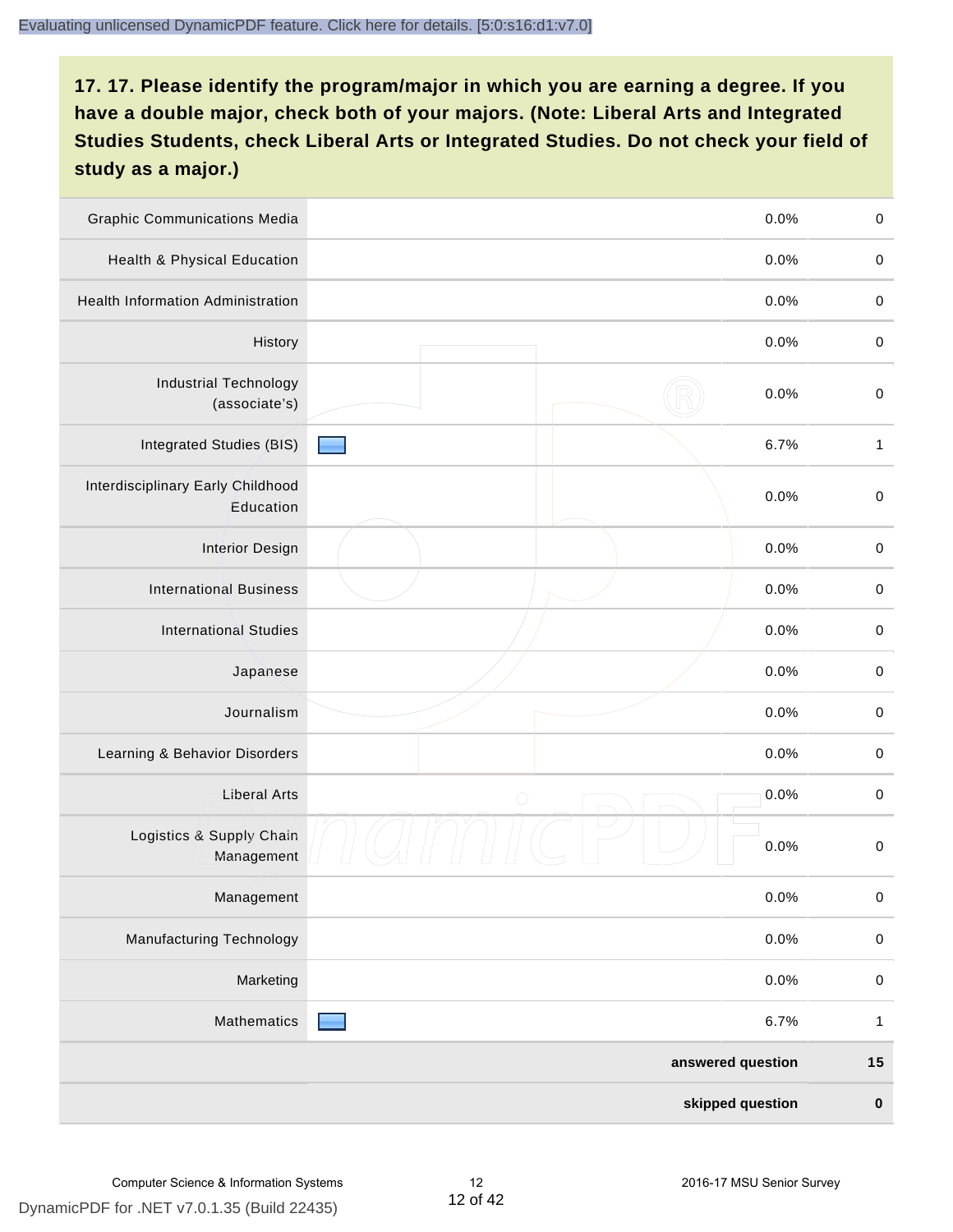## 17. 17. Please identify the program/major in which you are earning a degree. If you have a double major, check both of your majors. (Note: Liberal Arts and Integrated Studies Students, check Liberal Arts or Integrated Studies. Do not check your field of study as a major.)

| Program/Major | Percent | Count |
|---|---|---|
| Graphic Communications Media | 0.0% | 0 |
| Health & Physical Education | 0.0% | 0 |
| Health Information Administration | 0.0% | 0 |
| History | 0.0% | 0 |
| Industrial Technology (associate's) | 0.0% | 0 |
| Integrated Studies (BIS) | 6.7% | 1 |
| Interdisciplinary Early Childhood Education | 0.0% | 0 |
| Interior Design | 0.0% | 0 |
| International Business | 0.0% | 0 |
| International Studies | 0.0% | 0 |
| Japanese | 0.0% | 0 |
| Journalism | 0.0% | 0 |
| Learning & Behavior Disorders | 0.0% | 0 |
| Liberal Arts | 0.0% | 0 |
| Logistics & Supply Chain Management | 0.0% | 0 |
| Management | 0.0% | 0 |
| Manufacturing Technology | 0.0% | 0 |
| Marketing | 0.0% | 0 |
| Mathematics | 6.7% | 1 |
| | **answered question** | **15** |
| | **skipped question** | **0** |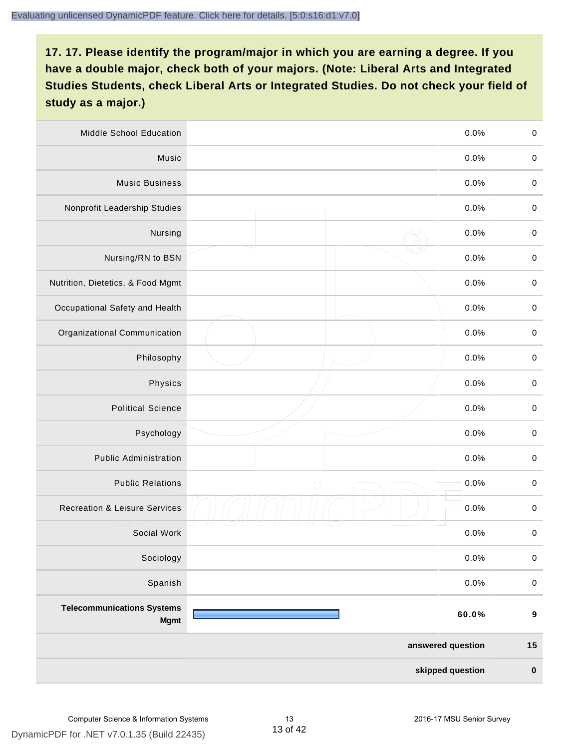**17. 17. Please identify the program/major in which you are earning a degree. If you have a double major, check both of your majors. (Note: Liberal Arts and Integrated Studies Students, check Liberal Arts or Integrated Studies. Do not check your field of study as a major.)**

| | | | |
|---|---|---|---|
| Middle School Education | | 0.0% | 0 |
| Music | | 0.0% | 0 |
| Music Business | | 0.0% | 0 |
| Nonprofit Leadership Studies | | 0.0% | 0 |
| Nursing | | 0.0% | 0 |
| Nursing/RN to BSN | | 0.0% | 0 |
| Nutrition, Dietetics, & Food Mgmt | | 0.0% | 0 |
| Occupational Safety and Health | | 0.0% | 0 |
| Organizational Communication | | 0.0% | 0 |
| Philosophy | | 0.0% | 0 |
| Physics | | 0.0% | 0 |
| Political Science | | 0.0% | 0 |
| Psychology | | 0.0% | 0 |
| Public Administration | | 0.0% | 0 |
| Public Relations | | 0.0% | 0 |
| Recreation & Leisure Services | | 0.0% | 0 |
| Social Work | | 0.0% | 0 |
| Sociology | | 0.0% | 0 |
| Spanish | | 0.0% | 0 |
| **Telecommunications Systems Mgmt** | | **60.0%** | **9** |
| | | **answered question** | **15** |
| | | **skipped question** | **0** |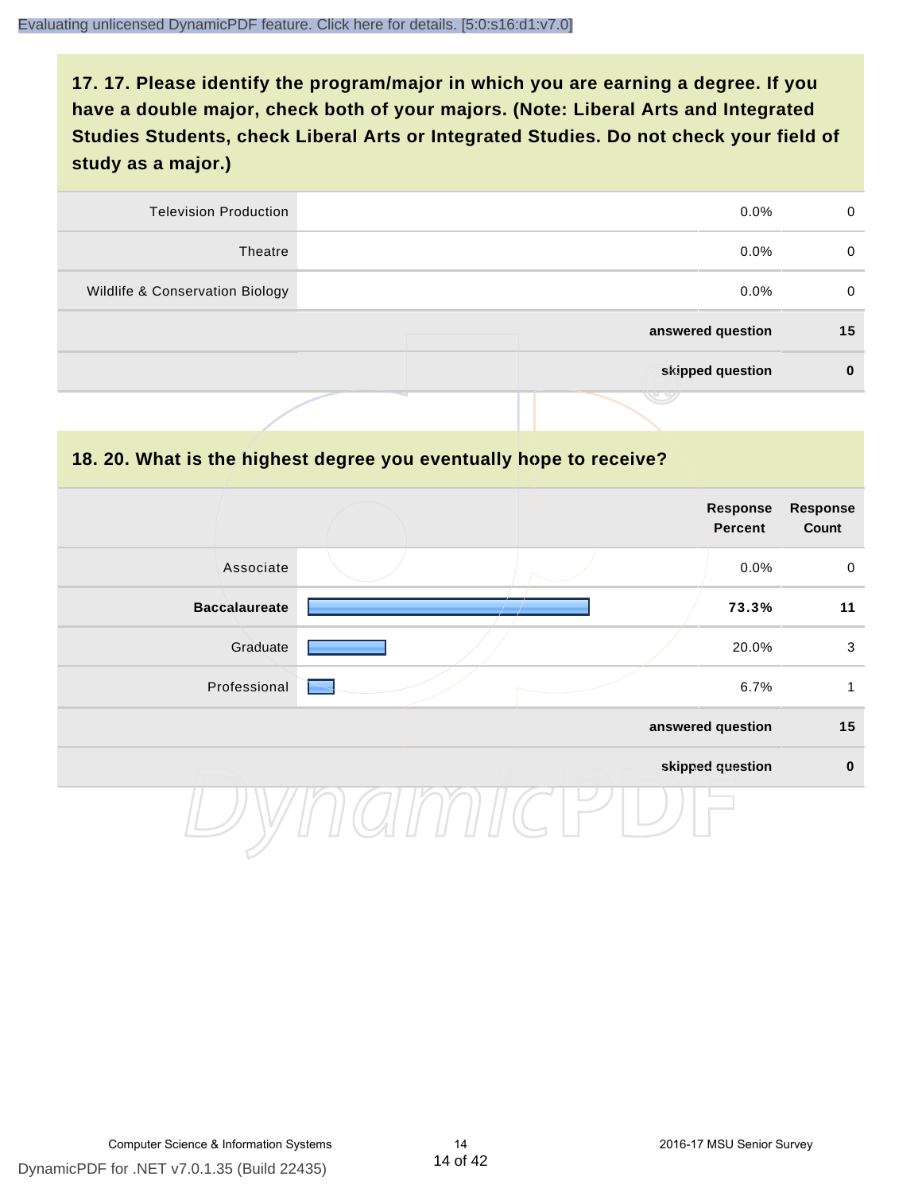## 17. 17. Please identify the program/major in which you are earning a degree. If you have a double major, check both of your majors. (Note: Liberal Arts and Integrated Studies Students, check Liberal Arts or Integrated Studies. Do not check your field of study as a major.)

| | | | |
|---|---|---|---|
| Television Production | | 0.0% | 0 |
| Theatre | | 0.0% | 0 |
| Wildlife & Conservation Biology | | 0.0% | 0 |
| | | **answered question** | **15** |
| | | **skipped question** | **0** |

## 18. 20. What is the highest degree you eventually hope to receive?

| | | Response Percent | Response Count |
|---|---|---|---|
| Associate | | 0.0% | 0 |
| **Baccalaureate** | | **73.3%** | **11** |
| Graduate | | 20.0% | 3 |
| Professional | | 6.7% | 1 |
| | | **answered question** | **15** |
| | | **skipped question** | **0** |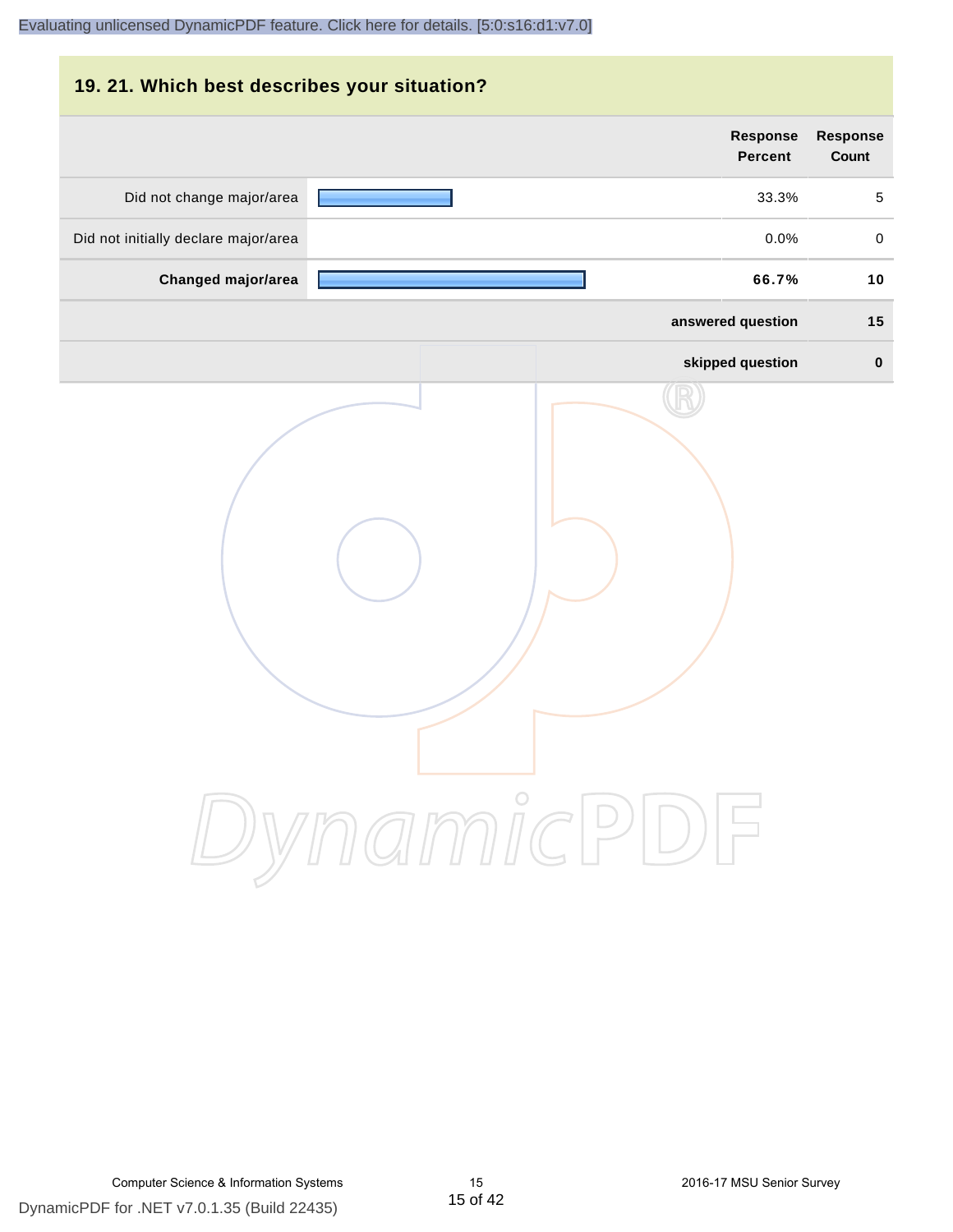## 19. 21. Which best describes your situation?

| | | Response Percent | Response Count |
|---|---|---|---|
| Did not change major/area | | 33.3% | 5 |
| Did not initially declare major/area | | 0.0% | 0 |
| **Changed major/area** | | **66.7%** | **10** |
| | | **answered question** | **15** |
| | | **skipped question** | **0** |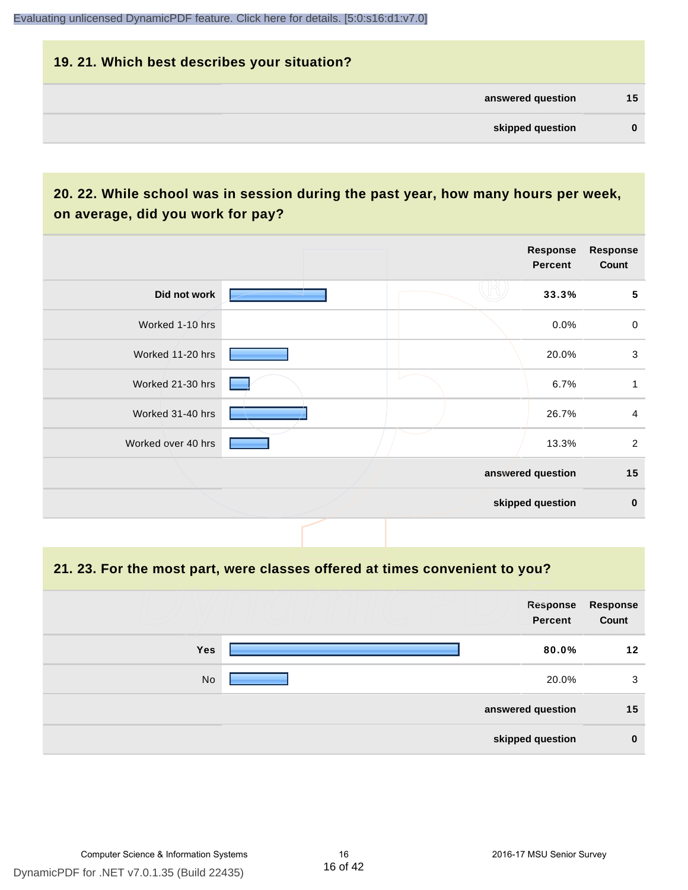## 19. 21. Which best describes your situation?

| | |
|---|---|
| answered question | 15 |
| skipped question | 0 |

## 20. 22. While school was in session during the past year, how many hours per week, on average, did you work for pay?

| | Response Percent | Response Count |
|---|---|---|
| **Did not work** | **33.3%** | **5** |
| Worked 1-10 hrs | 0.0% | 0 |
| Worked 11-20 hrs | 20.0% | 3 |
| Worked 21-30 hrs | 6.7% | 1 |
| Worked 31-40 hrs | 26.7% | 4 |
| Worked over 40 hrs | 13.3% | 2 |
| | answered question | 15 |
| | skipped question | 0 |

## 21. 23. For the most part, were classes offered at times convenient to you?

| | Response Percent | Response Count |
|---|---|---|
| **Yes** | **80.0%** | **12** |
| No | 20.0% | 3 |
| | answered question | 15 |
| | skipped question | 0 |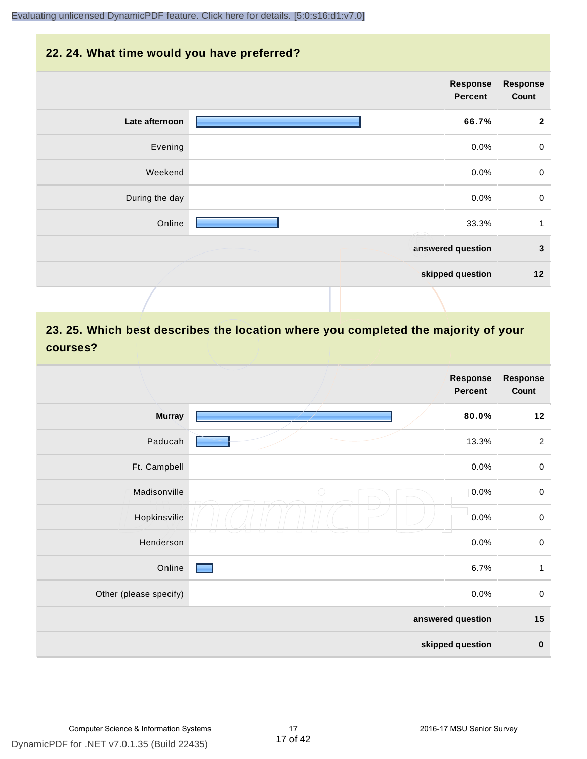## 22. 24. What time would you have preferred?

| | Response Percent | Response Count |
|---|---|---|
| **Late afternoon** | **66.7%** | **2** |
| Evening | 0.0% | 0 |
| Weekend | 0.0% | 0 |
| During the day | 0.0% | 0 |
| Online | 33.3% | 1 |
| | **answered question** | **3** |
| | **skipped question** | **12** |

## 23. 25. Which best describes the location where you completed the majority of your courses?

| | Response Percent | Response Count |
|---|---|---|
| **Murray** | **80.0%** | **12** |
| Paducah | 13.3% | 2 |
| Ft. Campbell | 0.0% | 0 |
| Madisonville | 0.0% | 0 |
| Hopkinsville | 0.0% | 0 |
| Henderson | 0.0% | 0 |
| Online | 6.7% | 1 |
| Other (please specify) | 0.0% | 0 |
| | **answered question** | **15** |
| | **skipped question** | **0** |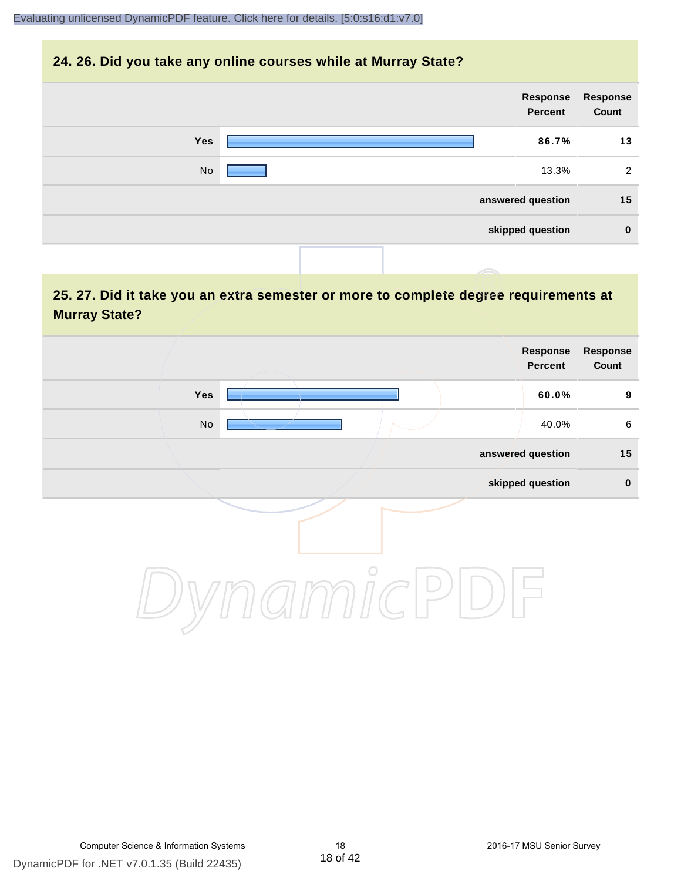## 24. 26. Did you take any online courses while at Murray State?

| | Response Percent | Response Count |
|---|---|---|
| Yes | 86.7% | 13 |
| No | 13.3% | 2 |
| answered question | | 15 |
| skipped question | | 0 |

## 25. 27. Did it take you an extra semester or more to complete degree requirements at Murray State?

| | Response Percent | Response Count |
|---|---|---|
| Yes | 60.0% | 9 |
| No | 40.0% | 6 |
| answered question | | 15 |
| skipped question | | 0 |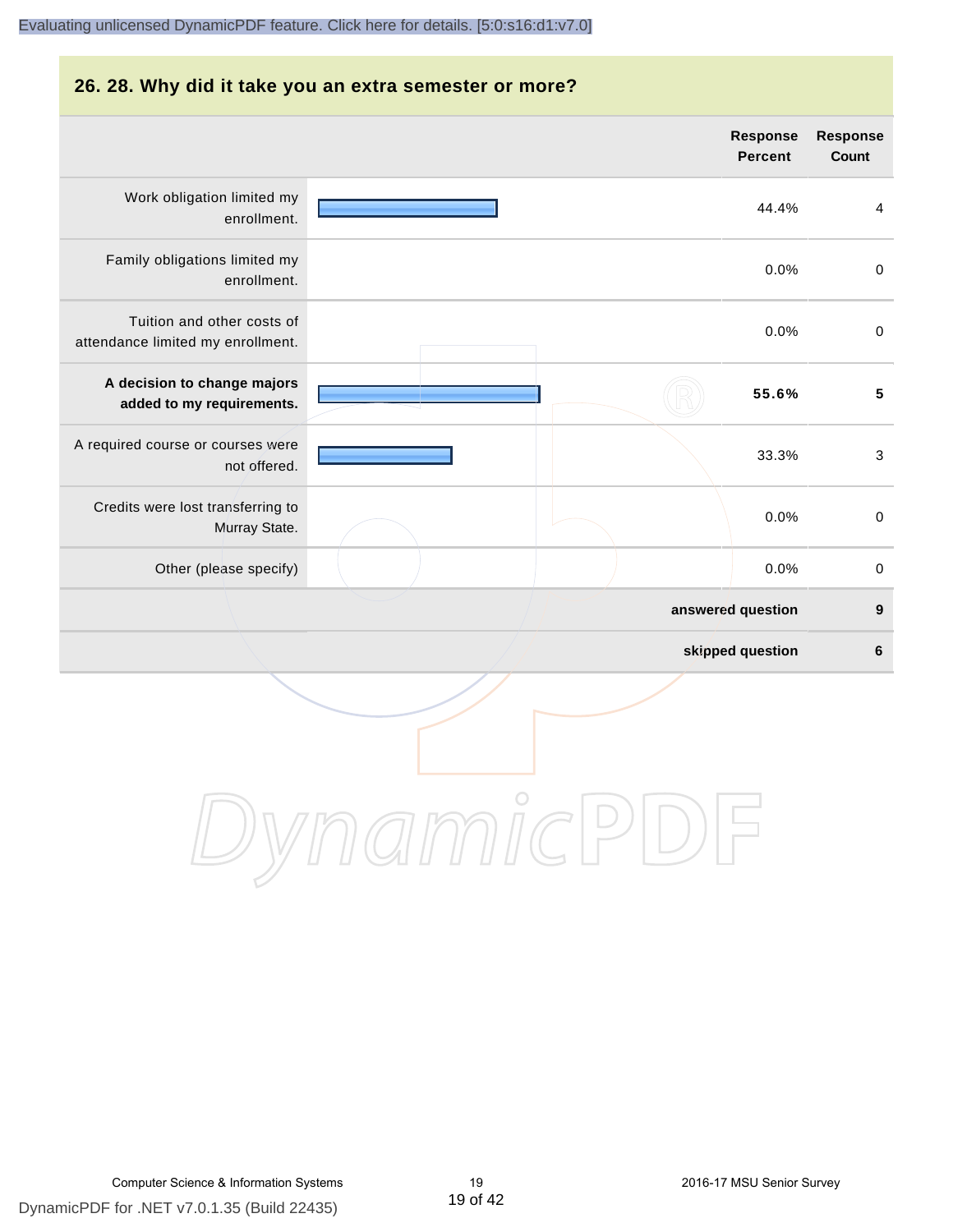## 26. 28. Why did it take you an extra semester or more?

| | Response Percent | Response Count |
|---|---|---|
| Work obligation limited my enrollment. | 44.4% | 4 |
| Family obligations limited my enrollment. | 0.0% | 0 |
| Tuition and other costs of attendance limited my enrollment. | 0.0% | 0 |
| **A decision to change majors added to my requirements.** | **55.6%** | **5** |
| A required course or courses were not offered. | 33.3% | 3 |
| Credits were lost transferring to Murray State. | 0.0% | 0 |
| Other (please specify) | 0.0% | 0 |
| | **answered question** | **9** |
| | **skipped question** | **6** |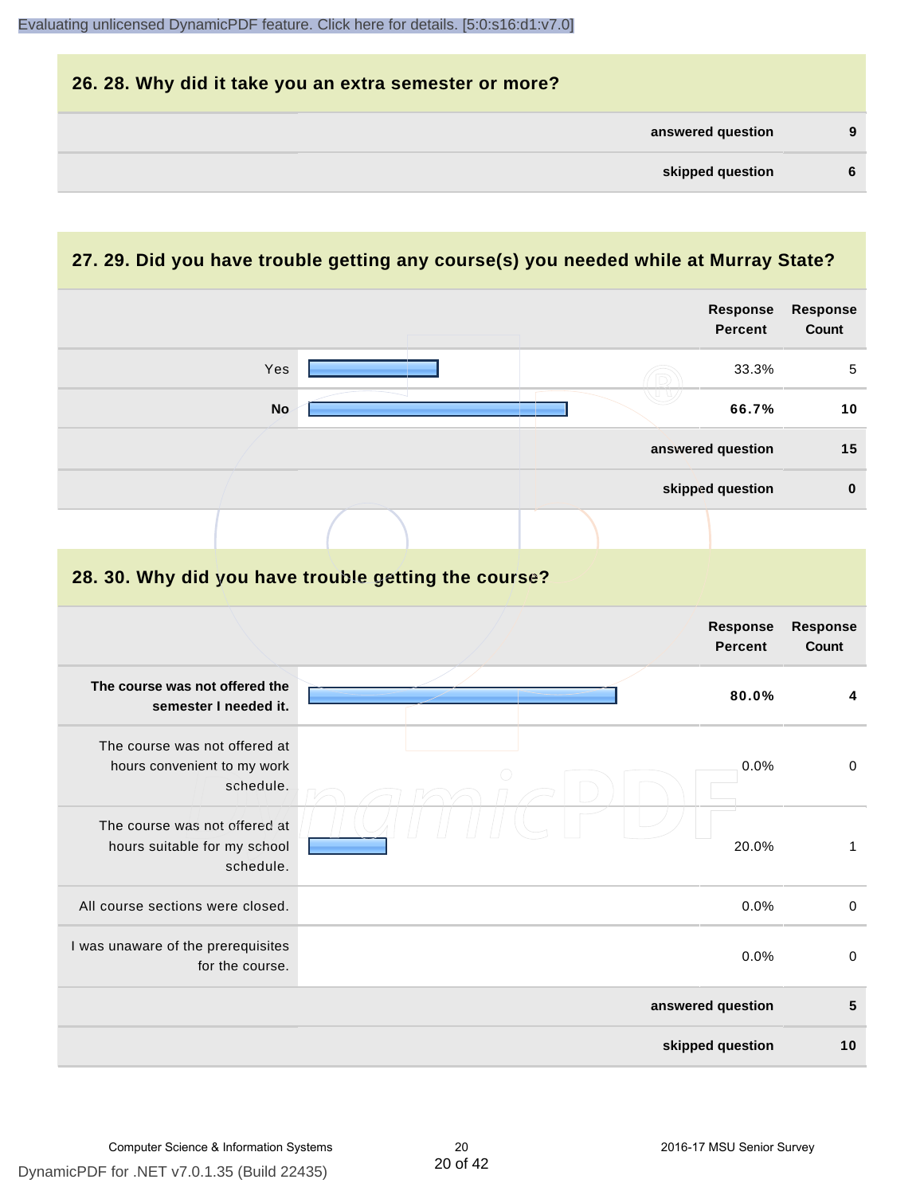## 26. 28. Why did it take you an extra semester or more?

| | |
|---|---|
| **answered question** | **9** |
| **skipped question** | **6** |

## 27. 29. Did you have trouble getting any course(s) you needed while at Murray State?

| | Response Percent | Response Count |
|---|---|---|
| Yes | 33.3% | 5 |
| **No** | **66.7%** | **10** |
| **answered question** | | **15** |
| **skipped question** | | **0** |

## 28. 30. Why did you have trouble getting the course?

| | Response Percent | Response Count |
|---|---|---|
| **The course was not offered the semester I needed it.** | **80.0%** | **4** |
| The course was not offered at hours convenient to my work schedule. | 0.0% | 0 |
| The course was not offered at hours suitable for my school schedule. | 20.0% | 1 |
| All course sections were closed. | 0.0% | 0 |
| I was unaware of the prerequisites for the course. | 0.0% | 0 |
| **answered question** | | **5** |
| **skipped question** | | **10** |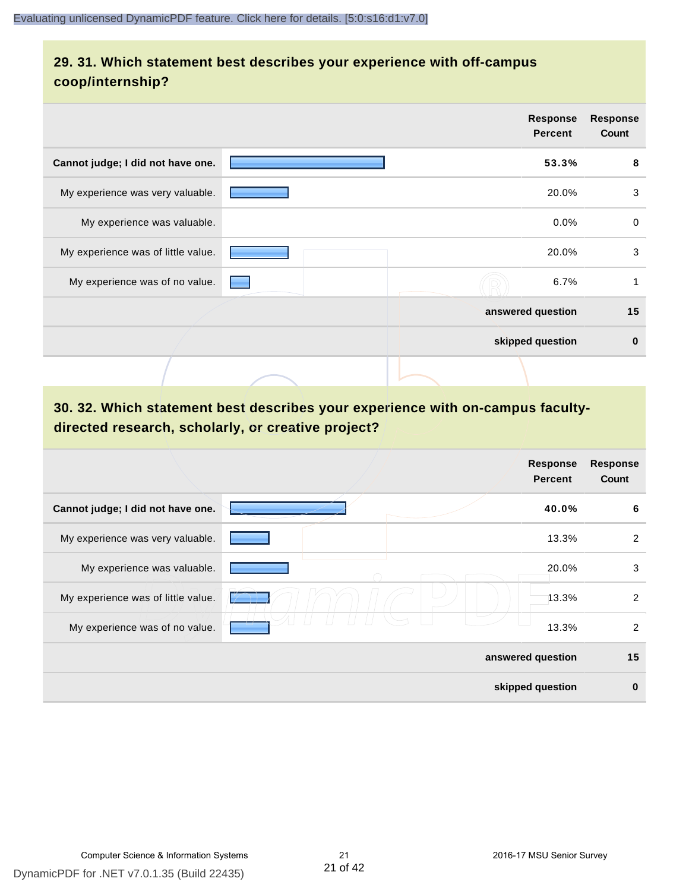## 29. 31. Which statement best describes your experience with off-campus coop/internship?

| | Response Percent | Response Count |
|---|---|---|
| **Cannot judge; I did not have one.** | **53.3%** | **8** |
| My experience was very valuable. | 20.0% | 3 |
| My experience was valuable. | 0.0% | 0 |
| My experience was of little value. | 20.0% | 3 |
| My experience was of no value. | 6.7% | 1 |
| | **answered question** | **15** |
| | **skipped question** | **0** |

## 30. 32. Which statement best describes your experience with on-campus faculty-directed research, scholarly, or creative project?

| | Response Percent | Response Count |
|---|---|---|
| **Cannot judge; I did not have one.** | **40.0%** | **6** |
| My experience was very valuable. | 13.3% | 2 |
| My experience was valuable. | 20.0% | 3 |
| My experience was of little value. | 13.3% | 2 |
| My experience was of no value. | 13.3% | 2 |
| | **answered question** | **15** |
| | **skipped question** | **0** |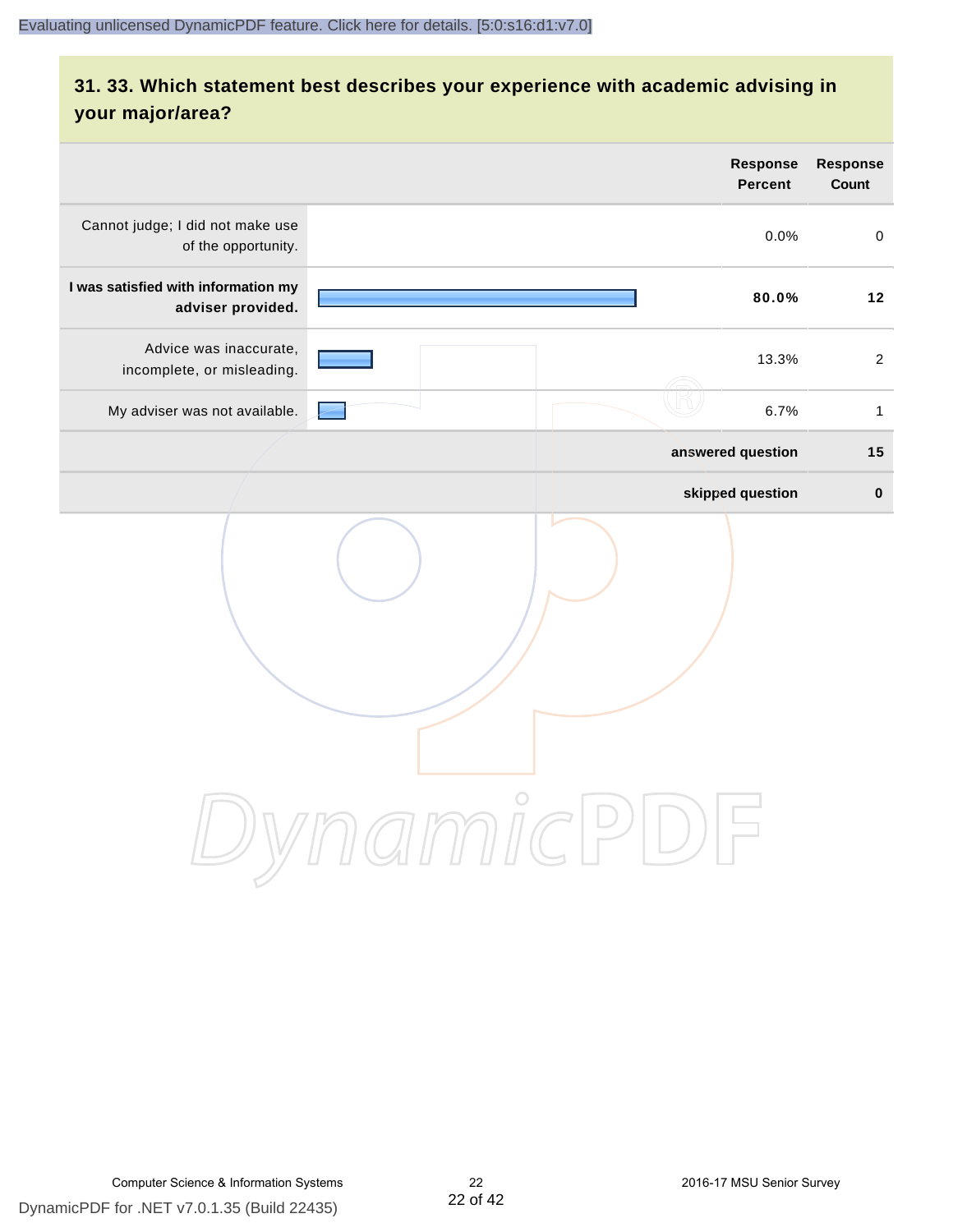## 31. 33. Which statement best describes your experience with academic advising in your major/area?

| | Response Percent | Response Count |
|---|---|---|
| Cannot judge; I did not make use of the opportunity. | 0.0% | 0 |
| **I was satisfied with information my adviser provided.** | **80.0%** | **12** |
| Advice was inaccurate, incomplete, or misleading. | 13.3% | 2 |
| My adviser was not available. | 6.7% | 1 |
| | **answered question** | **15** |
| | **skipped question** | **0** |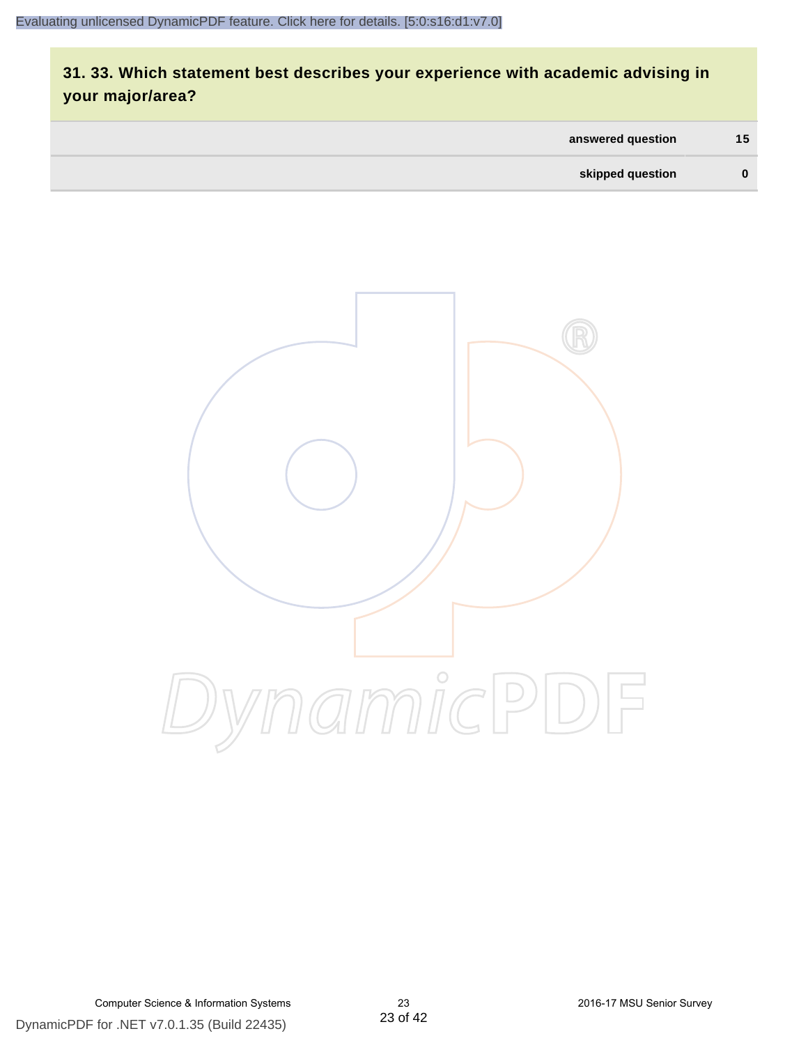## 31. 33. Which statement best describes your experience with academic advising in your major/area?

| | |
|---|---|
| answered question | 15 |
| skipped question | 0 |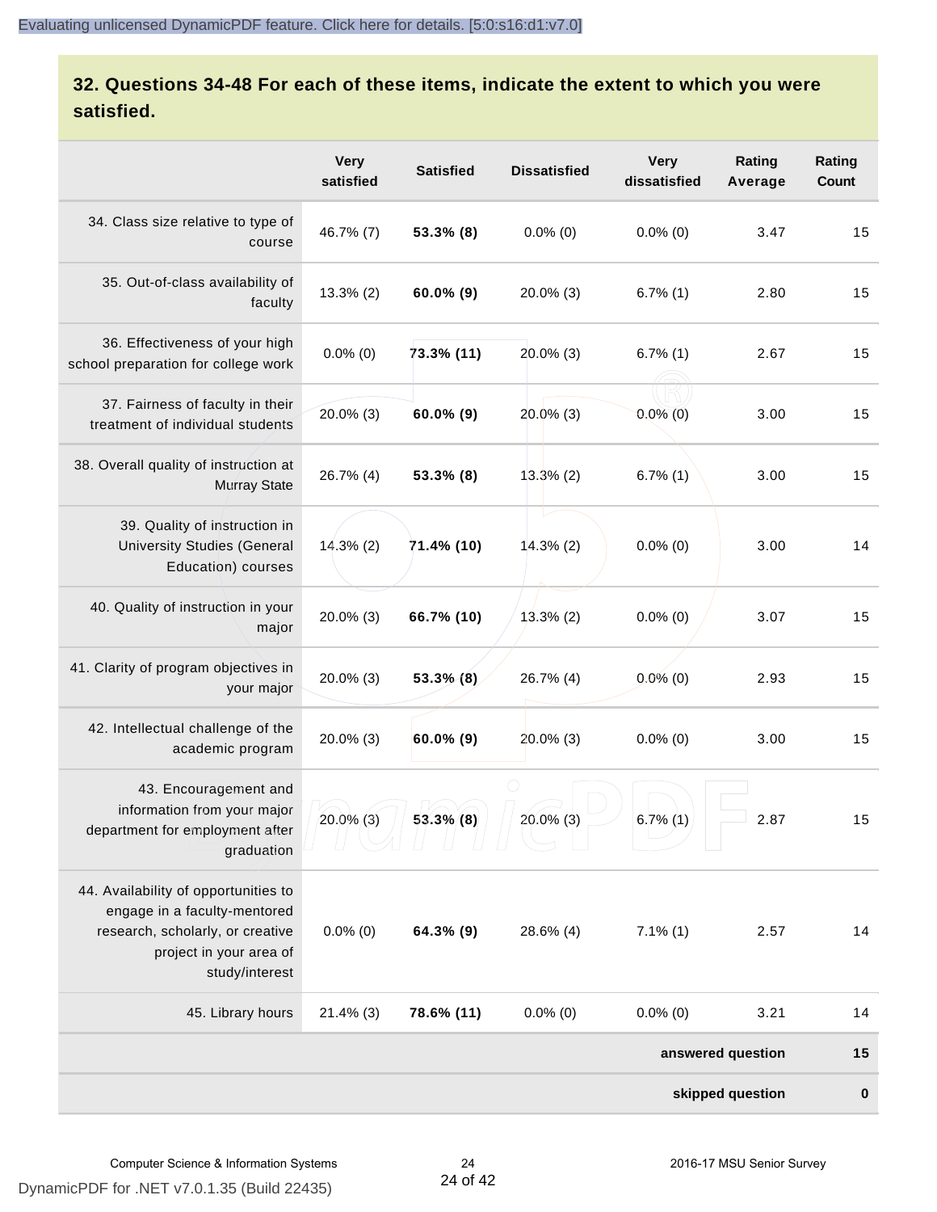## 32. Questions 34-48 For each of these items, indicate the extent to which you were satisfied.

| | Very satisfied | Satisfied | Dissatisfied | Very dissatisfied | Rating Average | Rating Count |
|---|---|---|---|---|---|---|
| 34. Class size relative to type of course | 46.7% (7) | **53.3% (8)** | 0.0% (0) | 0.0% (0) | 3.47 | 15 |
| 35. Out-of-class availability of faculty | 13.3% (2) | **60.0% (9)** | 20.0% (3) | 6.7% (1) | 2.80 | 15 |
| 36. Effectiveness of your high school preparation for college work | 0.0% (0) | **73.3% (11)** | 20.0% (3) | 6.7% (1) | 2.67 | 15 |
| 37. Fairness of faculty in their treatment of individual students | 20.0% (3) | **60.0% (9)** | 20.0% (3) | 0.0% (0) | 3.00 | 15 |
| 38. Overall quality of instruction at Murray State | 26.7% (4) | **53.3% (8)** | 13.3% (2) | 6.7% (1) | 3.00 | 15 |
| 39. Quality of instruction in University Studies (General Education) courses | 14.3% (2) | **71.4% (10)** | 14.3% (2) | 0.0% (0) | 3.00 | 14 |
| 40. Quality of instruction in your major | 20.0% (3) | **66.7% (10)** | 13.3% (2) | 0.0% (0) | 3.07 | 15 |
| 41. Clarity of program objectives in your major | 20.0% (3) | **53.3% (8)** | 26.7% (4) | 0.0% (0) | 2.93 | 15 |
| 42. Intellectual challenge of the academic program | 20.0% (3) | **60.0% (9)** | 20.0% (3) | 0.0% (0) | 3.00 | 15 |
| 43. Encouragement and information from your major department for employment after graduation | 20.0% (3) | **53.3% (8)** | 20.0% (3) | 6.7% (1) | 2.87 | 15 |
| 44. Availability of opportunities to engage in a faculty-mentored research, scholarly, or creative project in your area of study/interest | 0.0% (0) | **64.3% (9)** | 28.6% (4) | 7.1% (1) | 2.57 | 14 |
| 45. Library hours | 21.4% (3) | **78.6% (11)** | 0.0% (0) | 0.0% (0) | 3.21 | 14 |
| | | | | | **answered question** | **15** |
| | | | | | **skipped question** | **0** |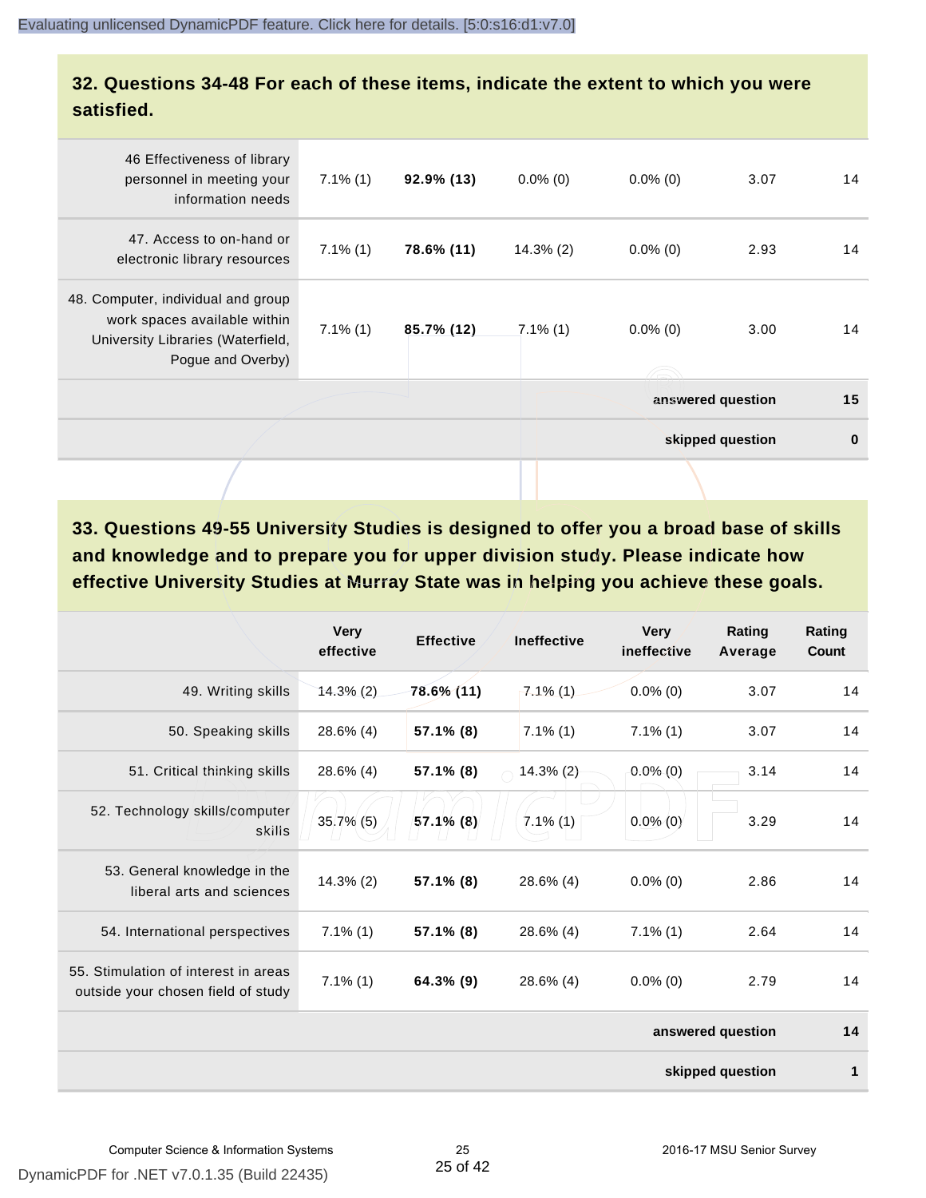## 32. Questions 34-48 For each of these items, indicate the extent to which you were satisfied.

| | | | | | | |
|---|---|---|---|---|---|---|
| 46 Effectiveness of library personnel in meeting your information needs | 7.1% (1) | **92.9% (13)** | 0.0% (0) | 0.0% (0) | 3.07 | 14 |
| 47. Access to on-hand or electronic library resources | 7.1% (1) | **78.6% (11)** | 14.3% (2) | 0.0% (0) | 2.93 | 14 |
| 48. Computer, individual and group work spaces available within University Libraries (Waterfield, Pogue and Overby) | 7.1% (1) | **85.7% (12)** | 7.1% (1) | 0.0% (0) | 3.00 | 14 |
| | | | | | **answered question** | **15** |
| | | | | | **skipped question** | **0** |

## 33. Questions 49-55 University Studies is designed to offer you a broad base of skills and knowledge and to prepare you for upper division study. Please indicate how effective University Studies at Murray State was in helping you achieve these goals.

| | Very effective | Effective | Ineffective | Very ineffective | Rating Average | Rating Count |
|---|---|---|---|---|---|---|
| 49. Writing skills | 14.3% (2) | **78.6% (11)** | 7.1% (1) | 0.0% (0) | 3.07 | 14 |
| 50. Speaking skills | 28.6% (4) | **57.1% (8)** | 7.1% (1) | 7.1% (1) | 3.07 | 14 |
| 51. Critical thinking skills | 28.6% (4) | **57.1% (8)** | 14.3% (2) | 0.0% (0) | 3.14 | 14 |
| 52. Technology skills/computer skills | 35.7% (5) | **57.1% (8)** | 7.1% (1) | 0.0% (0) | 3.29 | 14 |
| 53. General knowledge in the liberal arts and sciences | 14.3% (2) | **57.1% (8)** | 28.6% (4) | 0.0% (0) | 2.86 | 14 |
| 54. International perspectives | 7.1% (1) | **57.1% (8)** | 28.6% (4) | 7.1% (1) | 2.64 | 14 |
| 55. Stimulation of interest in areas outside your chosen field of study | 7.1% (1) | **64.3% (9)** | 28.6% (4) | 0.0% (0) | 2.79 | 14 |
| | | | | | **answered question** | **14** |
| | | | | | **skipped question** | **1** |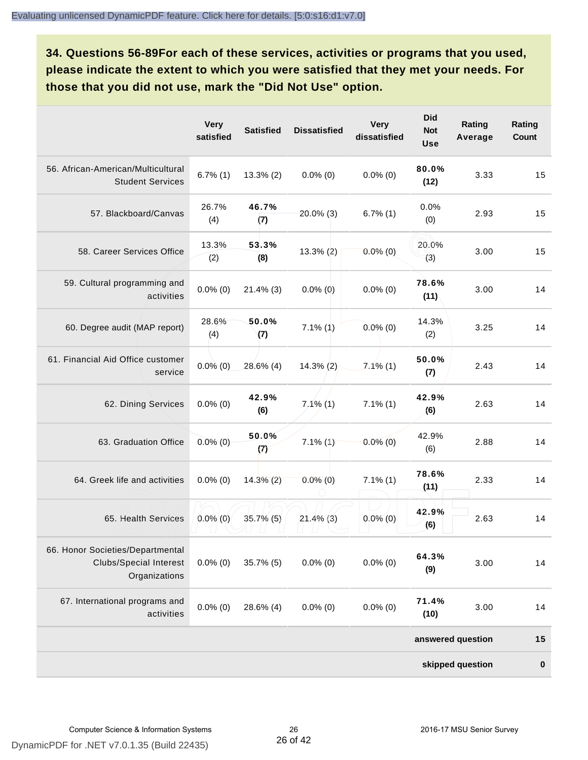**34. Questions 56-89For each of these services, activities or programs that you used, please indicate the extent to which you were satisfied that they met your needs. For those that you did not use, mark the "Did Not Use" option.**

| | Very satisfied | Satisfied | Dissatisfied | Very dissatisfied | Did Not Use | Rating Average | Rating Count |
|---|---|---|---|---|---|---|---|
| 56. African-American/Multicultural Student Services | 6.7% (1) | 13.3% (2) | 0.0% (0) | 0.0% (0) | **80.0% (12)** | 3.33 | 15 |
| 57. Blackboard/Canvas | 26.7% (4) | **46.7% (7)** | 20.0% (3) | 6.7% (1) | 0.0% (0) | 2.93 | 15 |
| 58. Career Services Office | 13.3% (2) | **53.3% (8)** | 13.3% (2) | 0.0% (0) | 20.0% (3) | 3.00 | 15 |
| 59. Cultural programming and activities | 0.0% (0) | 21.4% (3) | 0.0% (0) | 0.0% (0) | **78.6% (11)** | 3.00 | 14 |
| 60. Degree audit (MAP report) | 28.6% (4) | **50.0% (7)** | 7.1% (1) | 0.0% (0) | 14.3% (2) | 3.25 | 14 |
| 61. Financial Aid Office customer service | 0.0% (0) | 28.6% (4) | 14.3% (2) | 7.1% (1) | **50.0% (7)** | 2.43 | 14 |
| 62. Dining Services | 0.0% (0) | **42.9% (6)** | 7.1% (1) | 7.1% (1) | **42.9% (6)** | 2.63 | 14 |
| 63. Graduation Office | 0.0% (0) | **50.0% (7)** | 7.1% (1) | 0.0% (0) | 42.9% (6) | 2.88 | 14 |
| 64. Greek life and activities | 0.0% (0) | 14.3% (2) | 0.0% (0) | 7.1% (1) | **78.6% (11)** | 2.33 | 14 |
| 65. Health Services | 0.0% (0) | 35.7% (5) | 21.4% (3) | 0.0% (0) | **42.9% (6)** | 2.63 | 14 |
| 66. Honor Societies/Departmental Clubs/Special Interest Organizations | 0.0% (0) | 35.7% (5) | 0.0% (0) | 0.0% (0) | **64.3% (9)** | 3.00 | 14 |
| 67. International programs and activities | 0.0% (0) | 28.6% (4) | 0.0% (0) | 0.0% (0) | **71.4% (10)** | 3.00 | 14 |
| | | | | | | **answered question** | **15** |
| | | | | | | **skipped question** | **0** |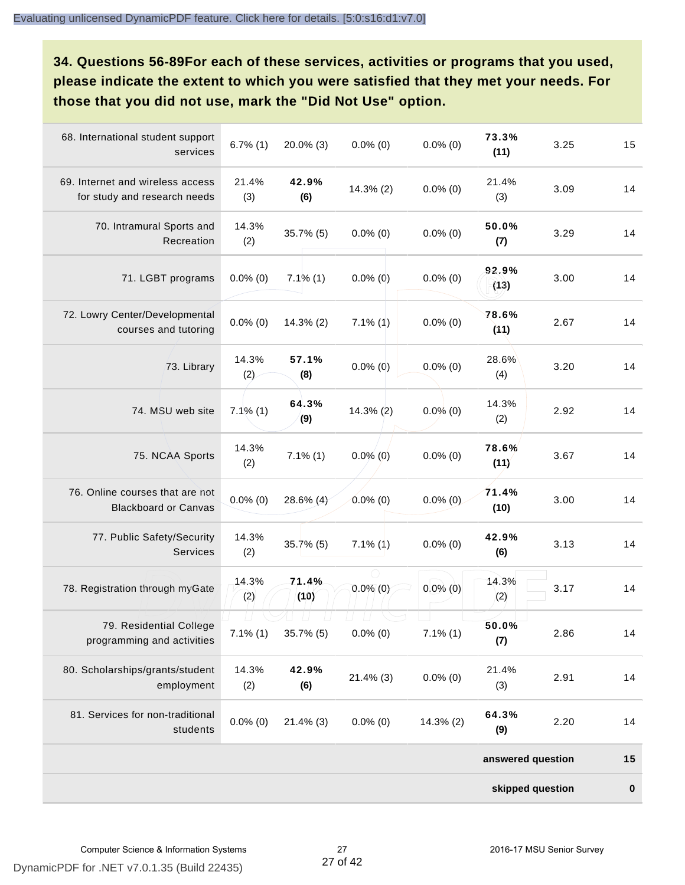## 34. Questions 56-89For each of these services, activities or programs that you used, please indicate the extent to which you were satisfied that they met your needs. For those that you did not use, mark the "Did Not Use" option.

| | | | | | | | |
|---|---|---|---|---|---|---|---|
| 68. International student support services | 6.7% (1) | 20.0% (3) | 0.0% (0) | 0.0% (0) | **73.3% (11)** | 3.25 | 15 |
| 69. Internet and wireless access for study and research needs | 21.4% (3) | **42.9% (6)** | 14.3% (2) | 0.0% (0) | 21.4% (3) | 3.09 | 14 |
| 70. Intramural Sports and Recreation | 14.3% (2) | 35.7% (5) | 0.0% (0) | 0.0% (0) | **50.0% (7)** | 3.29 | 14 |
| 71. LGBT programs | 0.0% (0) | 7.1% (1) | 0.0% (0) | 0.0% (0) | **92.9% (13)** | 3.00 | 14 |
| 72. Lowry Center/Developmental courses and tutoring | 0.0% (0) | 14.3% (2) | 7.1% (1) | 0.0% (0) | **78.6% (11)** | 2.67 | 14 |
| 73. Library | 14.3% (2) | **57.1% (8)** | 0.0% (0) | 0.0% (0) | 28.6% (4) | 3.20 | 14 |
| 74. MSU web site | 7.1% (1) | **64.3% (9)** | 14.3% (2) | 0.0% (0) | 14.3% (2) | 2.92 | 14 |
| 75. NCAA Sports | 14.3% (2) | 7.1% (1) | 0.0% (0) | 0.0% (0) | **78.6% (11)** | 3.67 | 14 |
| 76. Online courses that are not Blackboard or Canvas | 0.0% (0) | 28.6% (4) | 0.0% (0) | 0.0% (0) | **71.4% (10)** | 3.00 | 14 |
| 77. Public Safety/Security Services | 14.3% (2) | 35.7% (5) | 7.1% (1) | 0.0% (0) | **42.9% (6)** | 3.13 | 14 |
| 78. Registration through myGate | 14.3% (2) | **71.4% (10)** | 0.0% (0) | 0.0% (0) | 14.3% (2) | 3.17 | 14 |
| 79. Residential College programming and activities | 7.1% (1) | 35.7% (5) | 0.0% (0) | 7.1% (1) | **50.0% (7)** | 2.86 | 14 |
| 80. Scholarships/grants/student employment | 14.3% (2) | **42.9% (6)** | 21.4% (3) | 0.0% (0) | 21.4% (3) | 2.91 | 14 |
| 81. Services for non-traditional students | 0.0% (0) | 21.4% (3) | 0.0% (0) | 14.3% (2) | **64.3% (9)** | 2.20 | 14 |
| | | | | | | **answered question** | **15** |
| | | | | | | **skipped question** | **0** |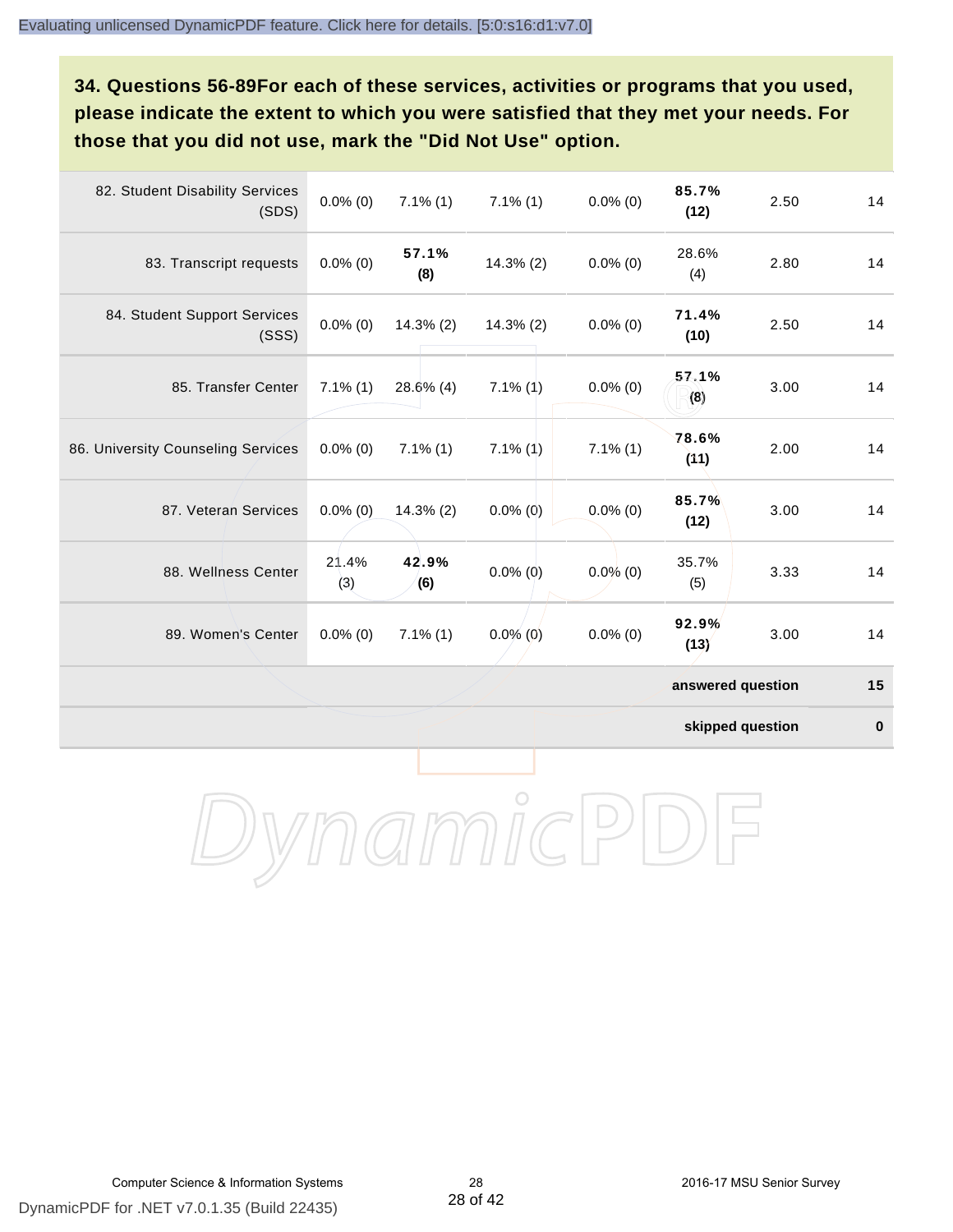**34. Questions 56-89For each of these services, activities or programs that you used, please indicate the extent to which you were satisfied that they met your needs. For those that you did not use, mark the "Did Not Use" option.**

| | | | | | | | |
|---|---|---|---|---|---|---|---|
| 82. Student Disability Services (SDS) | 0.0% (0) | 7.1% (1) | 7.1% (1) | 0.0% (0) | **85.7% (12)** | 2.50 | 14 |
| 83. Transcript requests | 0.0% (0) | **57.1% (8)** | 14.3% (2) | 0.0% (0) | 28.6% (4) | 2.80 | 14 |
| 84. Student Support Services (SSS) | 0.0% (0) | 14.3% (2) | 14.3% (2) | 0.0% (0) | **71.4% (10)** | 2.50 | 14 |
| 85. Transfer Center | 7.1% (1) | 28.6% (4) | 7.1% (1) | 0.0% (0) | **57.1% (8)** | 3.00 | 14 |
| 86. University Counseling Services | 0.0% (0) | 7.1% (1) | 7.1% (1) | 7.1% (1) | **78.6% (11)** | 2.00 | 14 |
| 87. Veteran Services | 0.0% (0) | 14.3% (2) | 0.0% (0) | 0.0% (0) | **85.7% (12)** | 3.00 | 14 |
| 88. Wellness Center | 21.4% (3) | **42.9% (6)** | 0.0% (0) | 0.0% (0) | 35.7% (5) | 3.33 | 14 |
| 89. Women's Center | 0.0% (0) | 7.1% (1) | 0.0% (0) | 0.0% (0) | **92.9% (13)** | 3.00 | 14 |
| | | | | | | **answered question** | **15** |
| | | | | | | **skipped question** | **0** |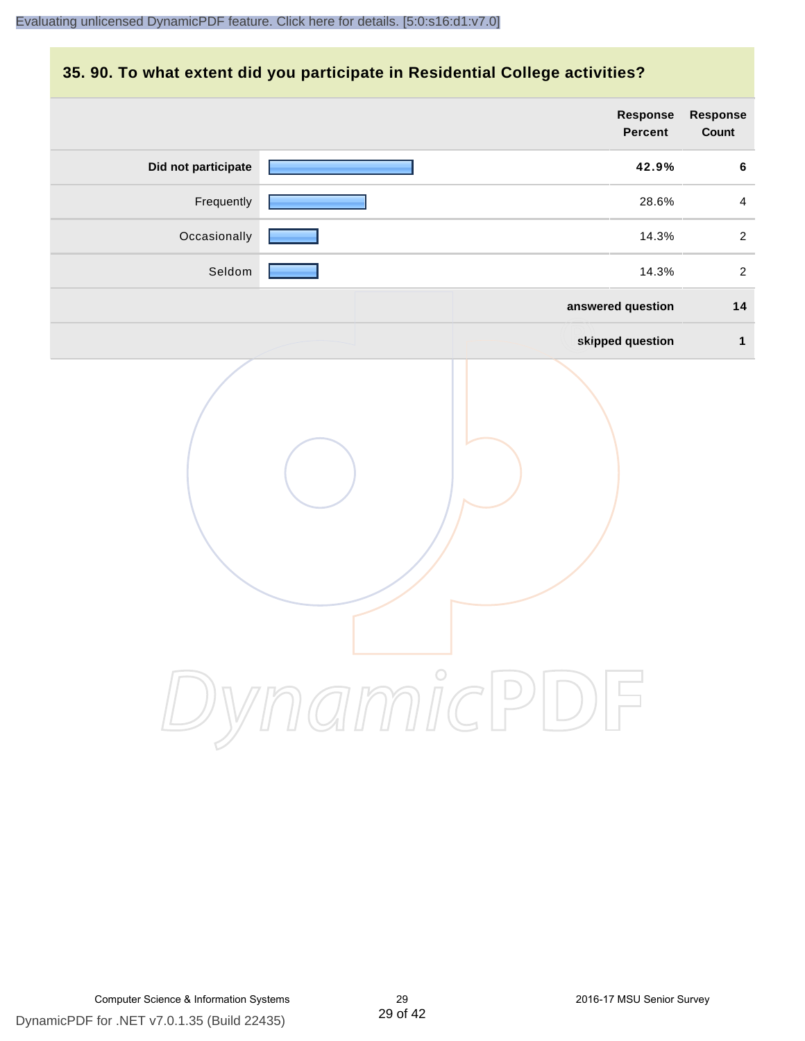## 35. 90. To what extent did you participate in Residential College activities?

| | Response Percent | Response Count |
|---|---|---|
| **Did not participate** | **42.9%** | **6** |
| Frequently | 28.6% | 4 |
| Occasionally | 14.3% | 2 |
| Seldom | 14.3% | 2 |
| | **answered question** | **14** |
| | **skipped question** | **1** |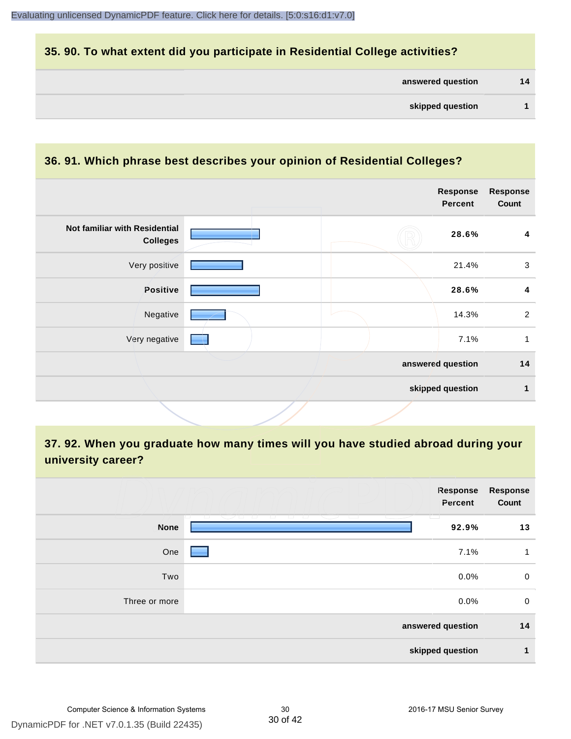## 35. 90. To what extent did you participate in Residential College activities?

| | |
|---|---|
| **answered question** | **14** |
| **skipped question** | **1** |

## 36. 91. Which phrase best describes your opinion of Residential Colleges?

| | Response Percent | Response Count |
|---|---|---|
| **Not familiar with Residential Colleges** | **28.6%** | **4** |
| Very positive | 21.4% | 3 |
| **Positive** | **28.6%** | **4** |
| Negative | 14.3% | 2 |
| Very negative | 7.1% | 1 |
| **answered question** | | **14** |
| **skipped question** | | **1** |

## 37. 92. When you graduate how many times will you have studied abroad during your university career?

| | Response Percent | Response Count |
|---|---|---|
| **None** | **92.9%** | **13** |
| One | 7.1% | 1 |
| Two | 0.0% | 0 |
| Three or more | 0.0% | 0 |
| **answered question** | | **14** |
| **skipped question** | | **1** |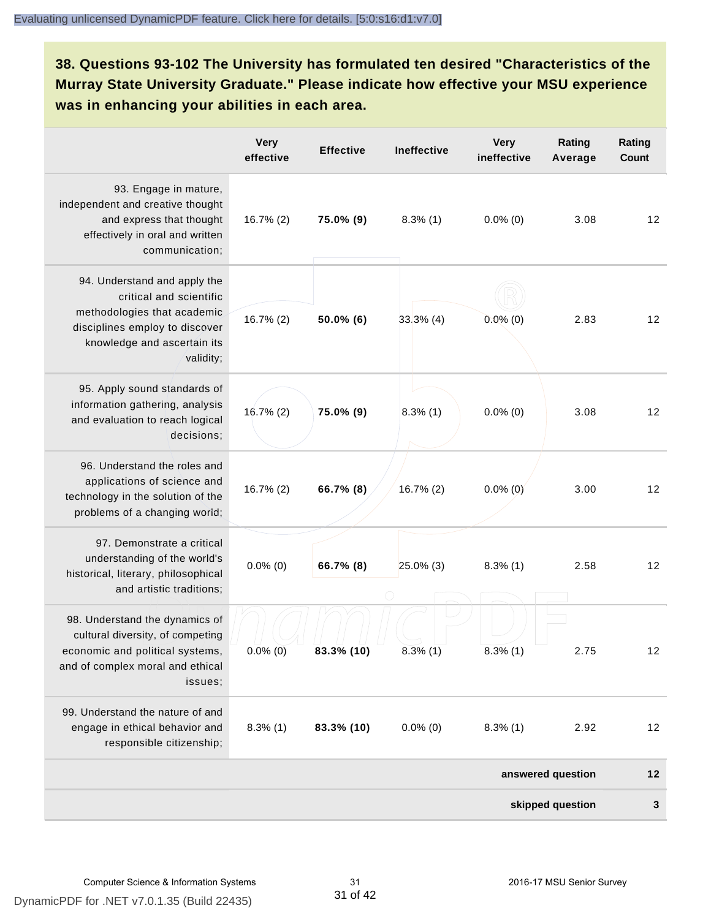**38. Questions 93-102 The University has formulated ten desired "Characteristics of the Murray State University Graduate." Please indicate how effective your MSU experience was in enhancing your abilities in each area.**

| | Very effective | Effective | Ineffective | Very ineffective | Rating Average | Rating Count |
|---|---|---|---|---|---|---|
| 93. Engage in mature, independent and creative thought and express that thought effectively in oral and written communication; | 16.7% (2) | **75.0% (9)** | 8.3% (1) | 0.0% (0) | 3.08 | 12 |
| 94. Understand and apply the critical and scientific methodologies that academic disciplines employ to discover knowledge and ascertain its validity; | 16.7% (2) | **50.0% (6)** | 33.3% (4) | 0.0% (0) | 2.83 | 12 |
| 95. Apply sound standards of information gathering, analysis and evaluation to reach logical decisions; | 16.7% (2) | **75.0% (9)** | 8.3% (1) | 0.0% (0) | 3.08 | 12 |
| 96. Understand the roles and applications of science and technology in the solution of the problems of a changing world; | 16.7% (2) | **66.7% (8)** | 16.7% (2) | 0.0% (0) | 3.00 | 12 |
| 97. Demonstrate a critical understanding of the world's historical, literary, philosophical and artistic traditions; | 0.0% (0) | **66.7% (8)** | 25.0% (3) | 8.3% (1) | 2.58 | 12 |
| 98. Understand the dynamics of cultural diversity, of competing economic and political systems, and of complex moral and ethical issues; | 0.0% (0) | **83.3% (10)** | 8.3% (1) | 8.3% (1) | 2.75 | 12 |
| 99. Understand the nature of and engage in ethical behavior and responsible citizenship; | 8.3% (1) | **83.3% (10)** | 0.0% (0) | 8.3% (1) | 2.92 | 12 |
| | | | | | **answered question** | **12** |
| | | | | | **skipped question** | **3** |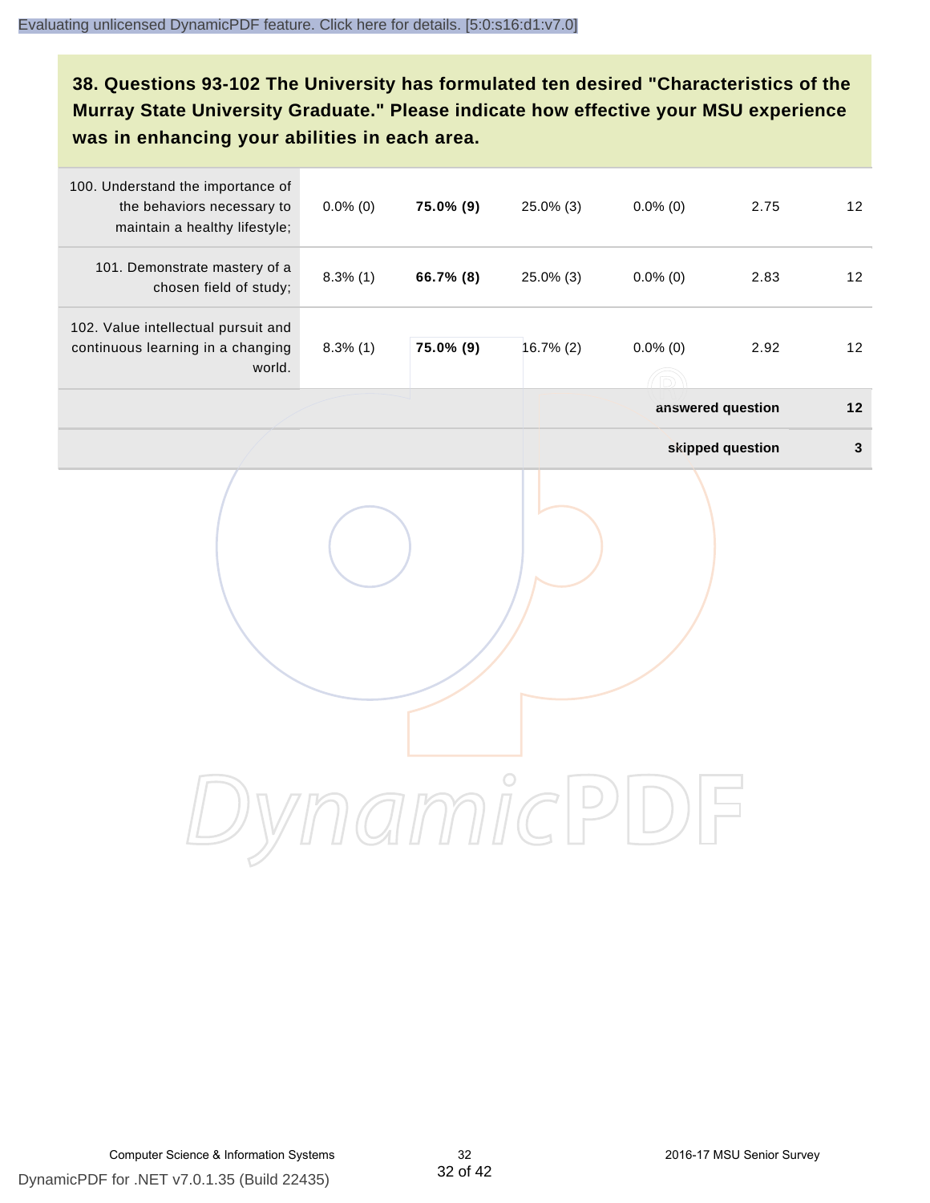### 38. Questions 93-102 The University has formulated ten desired "Characteristics of the Murray State University Graduate." Please indicate how effective your MSU experience was in enhancing your abilities in each area.

| | | | | | | |
|---|---|---|---|---|---|---|
| 100. Understand the importance of the behaviors necessary to maintain a healthy lifestyle; | 0.0% (0) | **75.0% (9)** | 25.0% (3) | 0.0% (0) | 2.75 | 12 |
| 101. Demonstrate mastery of a chosen field of study; | 8.3% (1) | **66.7% (8)** | 25.0% (3) | 0.0% (0) | 2.83 | 12 |
| 102. Value intellectual pursuit and continuous learning in a changing world. | 8.3% (1) | **75.0% (9)** | 16.7% (2) | 0.0% (0) | 2.92 | 12 |
| | | | | | **answered question** | **12** |
| | | | | | **skipped question** | **3** |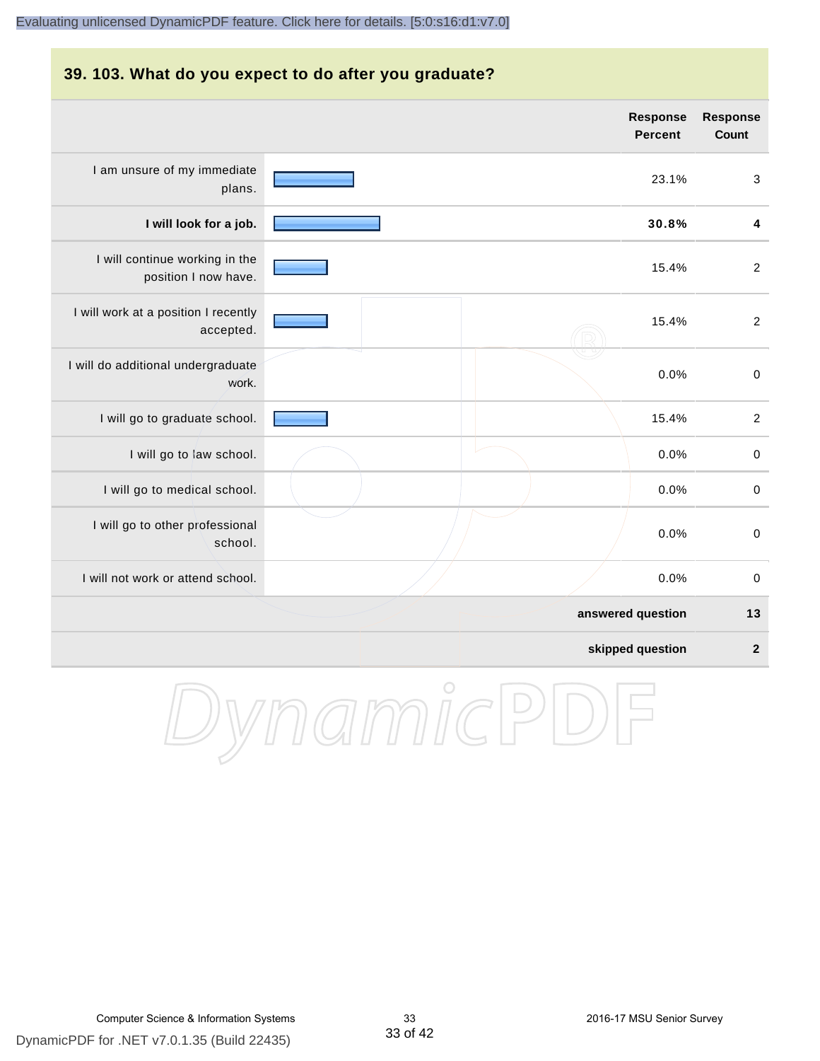## 39. 103. What do you expect to do after you graduate?

| | Response Percent | Response Count |
|---|---|---|
| I am unsure of my immediate plans. | 23.1% | 3 |
| **I will look for a job.** | **30.8%** | **4** |
| I will continue working in the position I now have. | 15.4% | 2 |
| I will work at a position I recently accepted. | 15.4% | 2 |
| I will do additional undergraduate work. | 0.0% | 0 |
| I will go to graduate school. | 15.4% | 2 |
| I will go to law school. | 0.0% | 0 |
| I will go to medical school. | 0.0% | 0 |
| I will go to other professional school. | 0.0% | 0 |
| I will not work or attend school. | 0.0% | 0 |
| | **answered question** | **13** |
| | **skipped question** | **2** |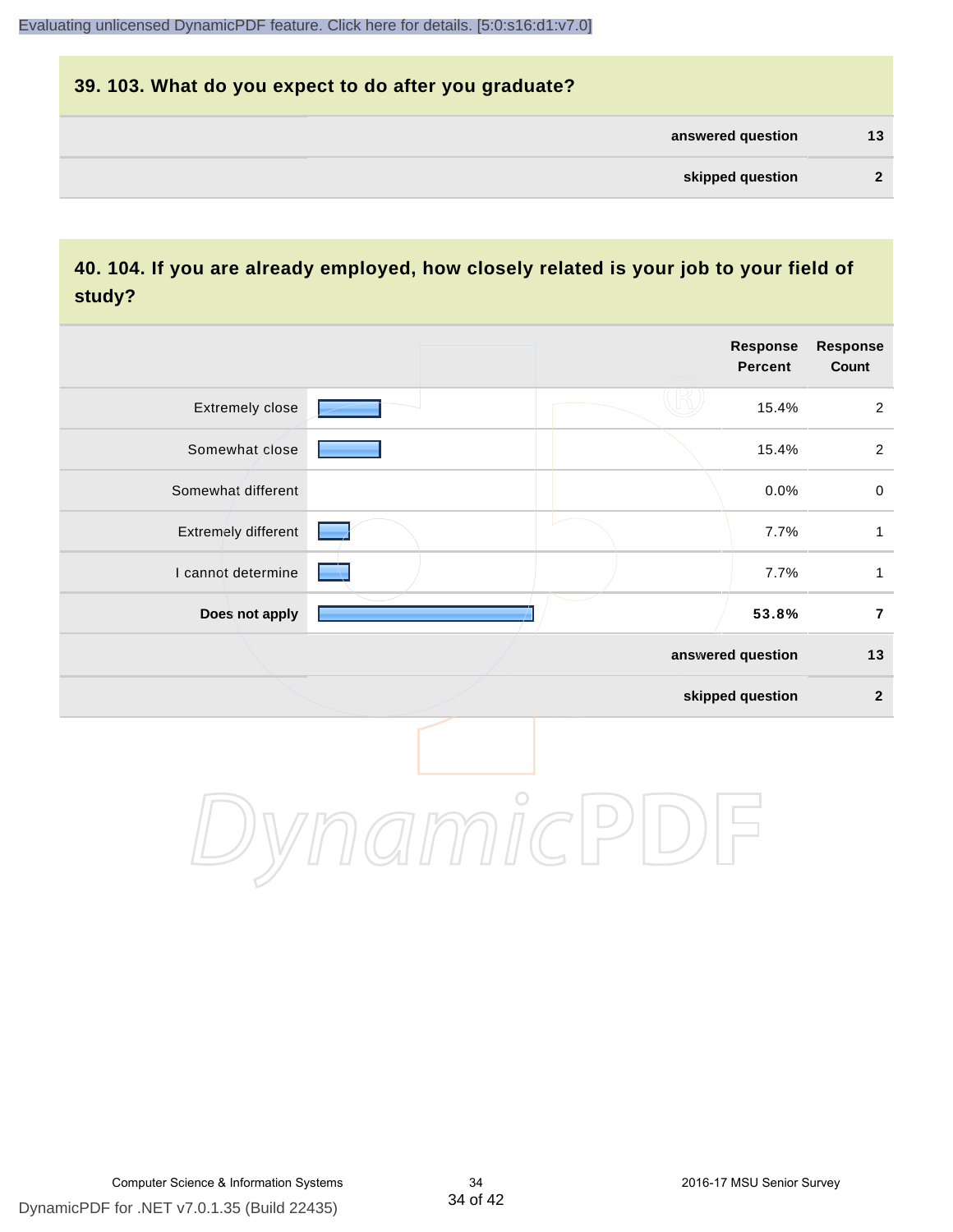## 39. 103. What do you expect to do after you graduate?

| | |
|---|---|
| answered question | 13 |
| skipped question | 2 |

## 40. 104. If you are already employed, how closely related is your job to your field of study?

| | Response Percent | Response Count |
|---|---|---|
| Extremely close | 15.4% | 2 |
| Somewhat close | 15.4% | 2 |
| Somewhat different | 0.0% | 0 |
| Extremely different | 7.7% | 1 |
| I cannot determine | 7.7% | 1 |
| **Does not apply** | **53.8%** | **7** |
| answered question | | 13 |
| skipped question | | 2 |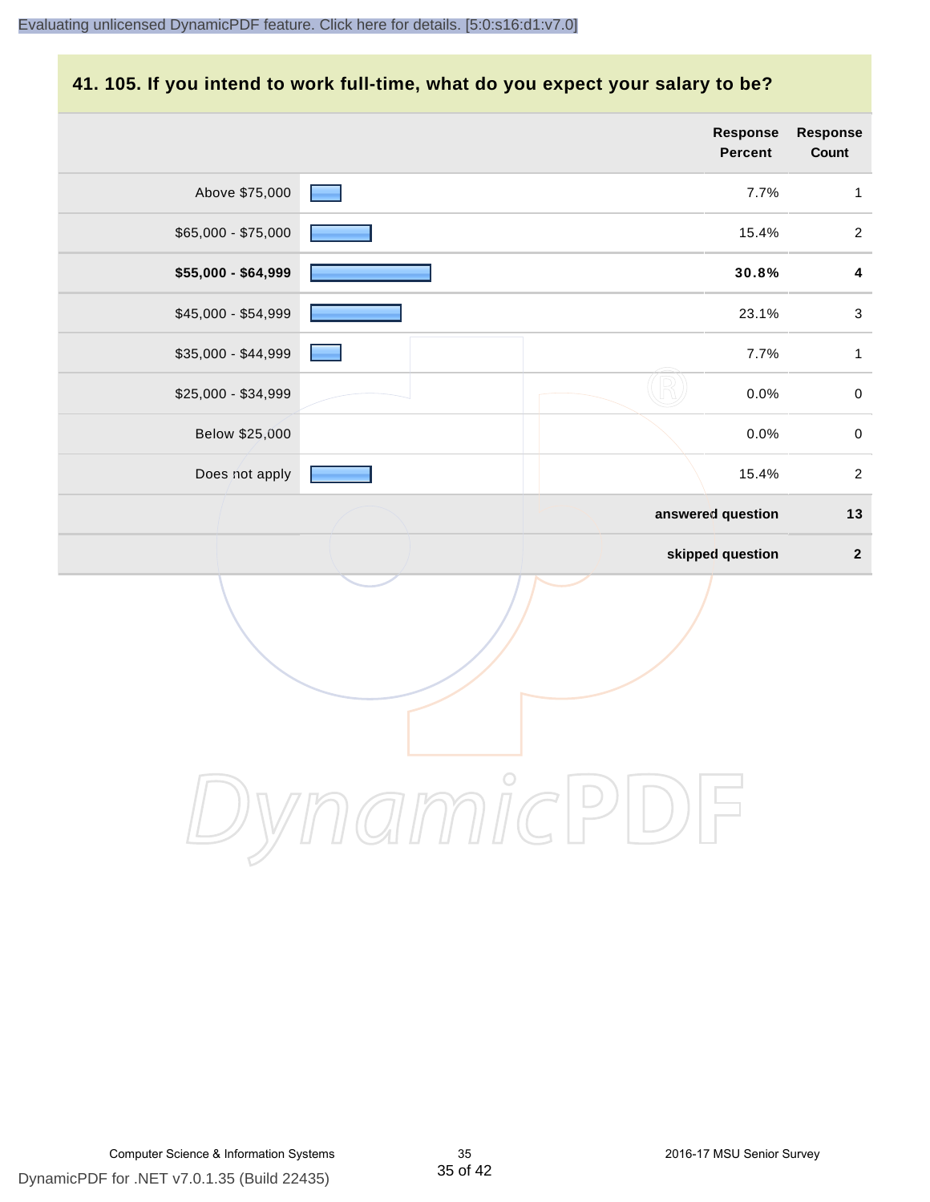## 41. 105. If you intend to work full-time, what do you expect your salary to be?

| | Response Percent | Response Count |
|---|---|---|
| Above $75,000 | 7.7% | 1 |
| $65,000 - $75,000 | 15.4% | 2 |
| **$55,000 - $64,999** | **30.8%** | **4** |
| $45,000 - $54,999 | 23.1% | 3 |
| $35,000 - $44,999 | 7.7% | 1 |
| $25,000 - $34,999 | 0.0% | 0 |
| Below $25,000 | 0.0% | 0 |
| Does not apply | 15.4% | 2 |
| | **answered question** | **13** |
| | **skipped question** | **2** |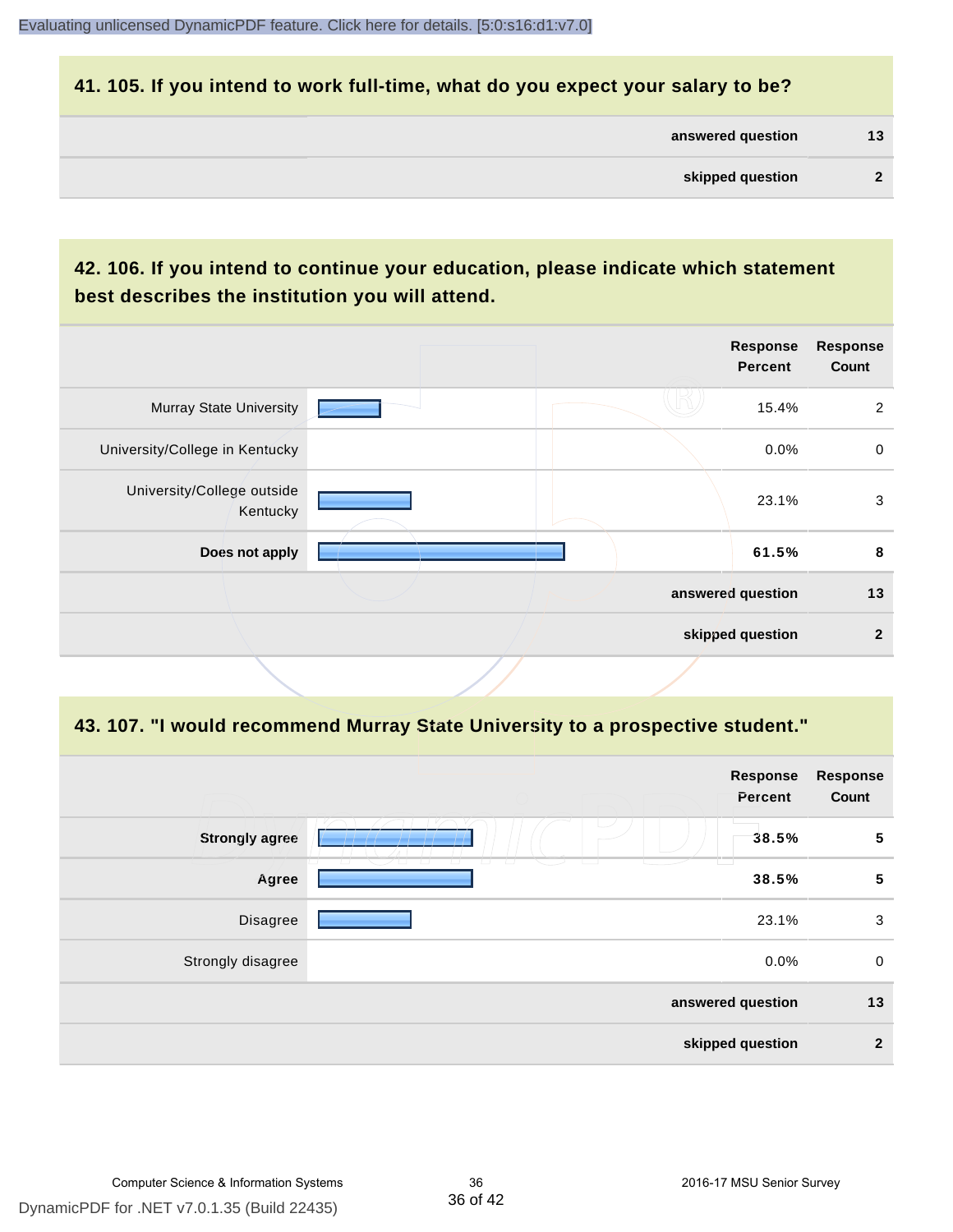## 41. 105. If you intend to work full-time, what do you expect your salary to be?

| | |
|---|---|
| **answered question** | **13** |
| **skipped question** | **2** |

## 42. 106. If you intend to continue your education, please indicate which statement best describes the institution you will attend.

| | Response Percent | Response Count |
|---|---|---|
| Murray State University | 15.4% | 2 |
| University/College in Kentucky | 0.0% | 0 |
| University/College outside Kentucky | 23.1% | 3 |
| **Does not apply** | **61.5%** | **8** |
| **answered question** | | **13** |
| **skipped question** | | **2** |

## 43. 107. "I would recommend Murray State University to a prospective student."

| | Response Percent | Response Count |
|---|---|---|
| **Strongly agree** | **38.5%** | **5** |
| **Agree** | **38.5%** | **5** |
| Disagree | 23.1% | 3 |
| Strongly disagree | 0.0% | 0 |
| **answered question** | | **13** |
| **skipped question** | | **2** |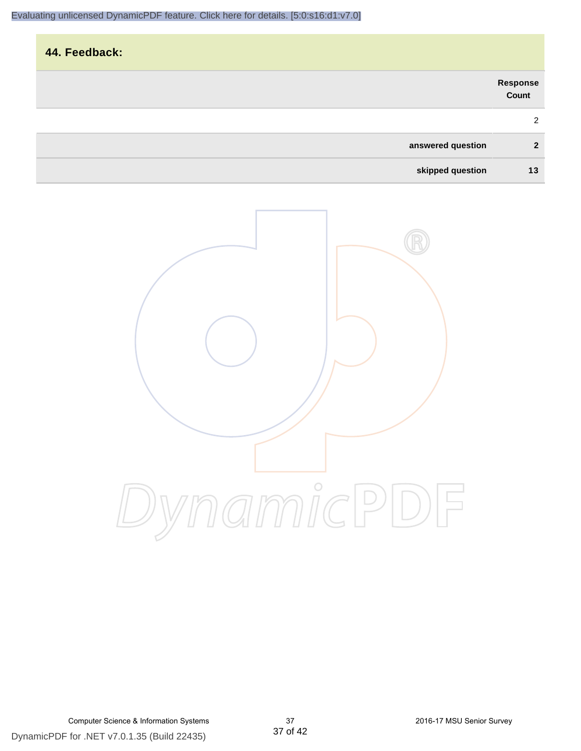## 44. Feedback:

| | Response Count |
|---|---|
| | 2 |
| **answered question** | **2** |
| **skipped question** | **13** |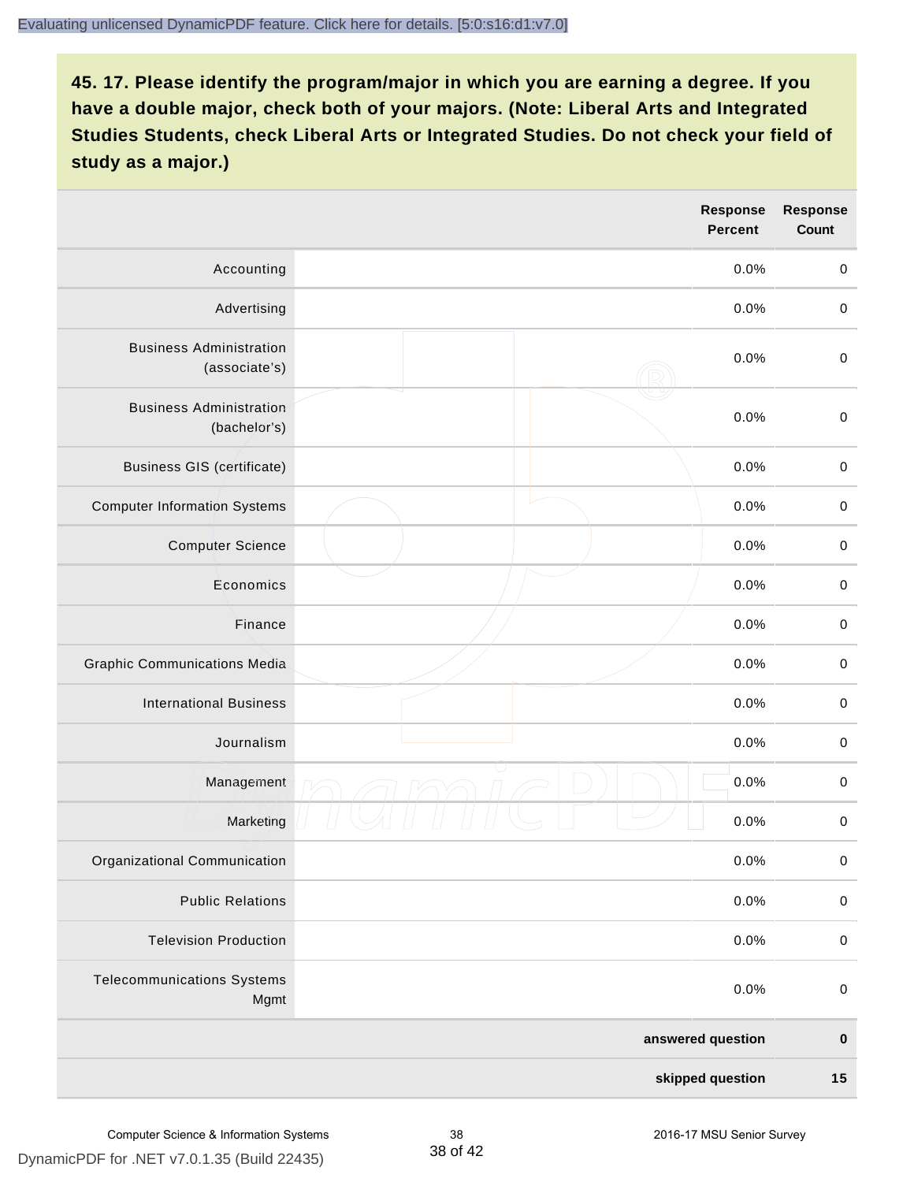## 45. 17. Please identify the program/major in which you are earning a degree. If you have a double major, check both of your majors. (Note: Liberal Arts and Integrated Studies Students, check Liberal Arts or Integrated Studies. Do not check your field of study as a major.)

| | | Response Percent | Response Count |
|---|---|---|---|
| Accounting | | 0.0% | 0 |
| Advertising | | 0.0% | 0 |
| Business Administration (associate's) | | 0.0% | 0 |
| Business Administration (bachelor's) | | 0.0% | 0 |
| Business GIS (certificate) | | 0.0% | 0 |
| Computer Information Systems | | 0.0% | 0 |
| Computer Science | | 0.0% | 0 |
| Economics | | 0.0% | 0 |
| Finance | | 0.0% | 0 |
| Graphic Communications Media | | 0.0% | 0 |
| International Business | | 0.0% | 0 |
| Journalism | | 0.0% | 0 |
| Management | | 0.0% | 0 |
| Marketing | | 0.0% | 0 |
| Organizational Communication | | 0.0% | 0 |
| Public Relations | | 0.0% | 0 |
| Television Production | | 0.0% | 0 |
| Telecommunications Systems Mgmt | | 0.0% | 0 |
| | | **answered question** | **0** |
| | | **skipped question** | **15** |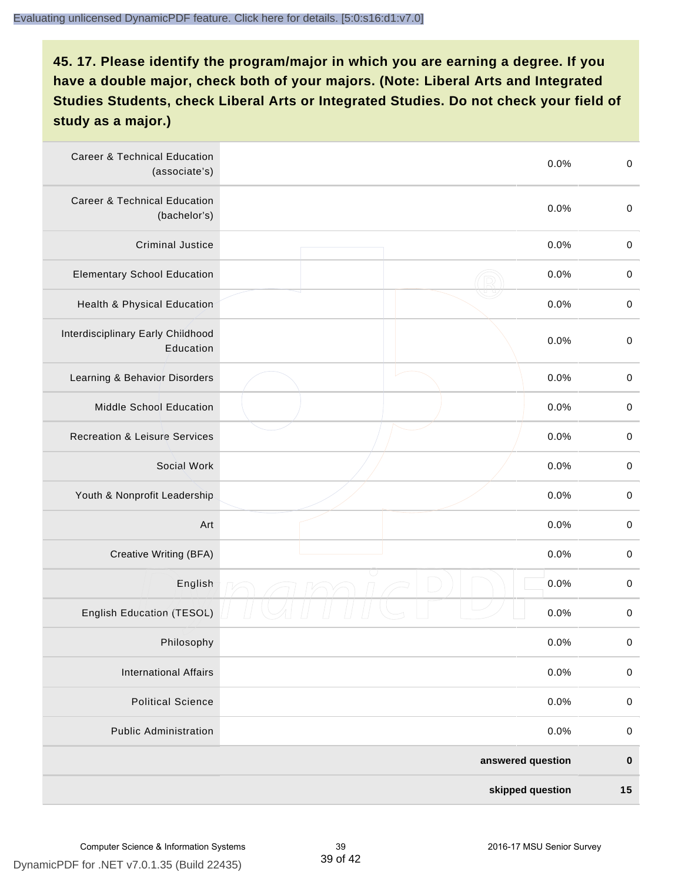## 45. 17. Please identify the program/major in which you are earning a degree. If you have a double major, check both of your majors. (Note: Liberal Arts and Integrated Studies Students, check Liberal Arts or Integrated Studies. Do not check your field of study as a major.)

| | | | |
|---|---|---|---|
| Career & Technical Education (associate's) | | 0.0% | 0 |
| Career & Technical Education (bachelor's) | | 0.0% | 0 |
| Criminal Justice | | 0.0% | 0 |
| Elementary School Education | | 0.0% | 0 |
| Health & Physical Education | | 0.0% | 0 |
| Interdisciplinary Early Childhood Education | | 0.0% | 0 |
| Learning & Behavior Disorders | | 0.0% | 0 |
| Middle School Education | | 0.0% | 0 |
| Recreation & Leisure Services | | 0.0% | 0 |
| Social Work | | 0.0% | 0 |
| Youth & Nonprofit Leadership | | 0.0% | 0 |
| Art | | 0.0% | 0 |
| Creative Writing (BFA) | | 0.0% | 0 |
| English | | 0.0% | 0 |
| English Education (TESOL) | | 0.0% | 0 |
| Philosophy | | 0.0% | 0 |
| International Affairs | | 0.0% | 0 |
| Political Science | | 0.0% | 0 |
| Public Administration | | 0.0% | 0 |
| | | **answered question** | **0** |
| | | **skipped question** | **15** |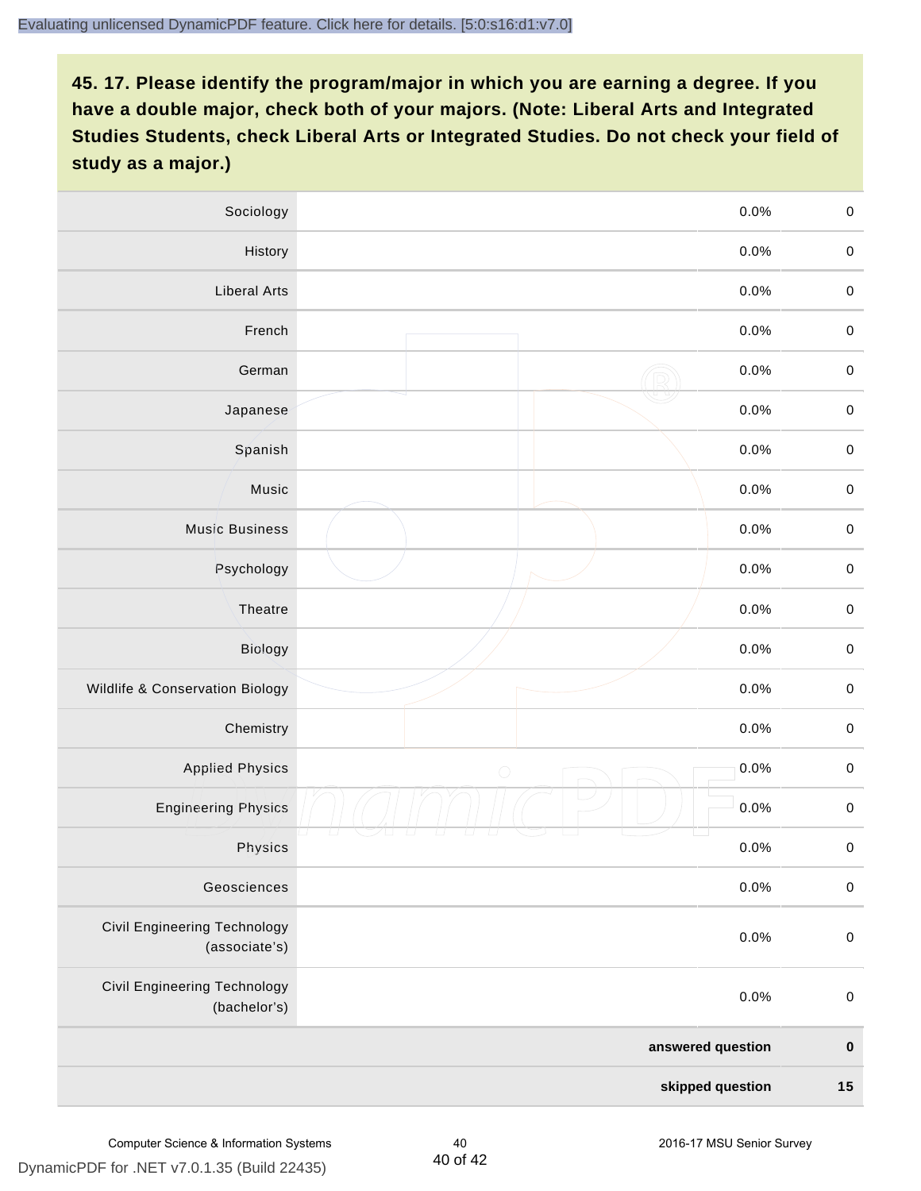**45. 17. Please identify the program/major in which you are earning a degree. If you have a double major, check both of your majors. (Note: Liberal Arts and Integrated Studies Students, check Liberal Arts or Integrated Studies. Do not check your field of study as a major.)**

| Option | | Percent | Count |
|---|---|---|---|
| Sociology | | 0.0% | 0 |
| History | | 0.0% | 0 |
| Liberal Arts | | 0.0% | 0 |
| French | | 0.0% | 0 |
| German | | 0.0% | 0 |
| Japanese | | 0.0% | 0 |
| Spanish | | 0.0% | 0 |
| Music | | 0.0% | 0 |
| Music Business | | 0.0% | 0 |
| Psychology | | 0.0% | 0 |
| Theatre | | 0.0% | 0 |
| Biology | | 0.0% | 0 |
| Wildlife & Conservation Biology | | 0.0% | 0 |
| Chemistry | | 0.0% | 0 |
| Applied Physics | | 0.0% | 0 |
| Engineering Physics | | 0.0% | 0 |
| Physics | | 0.0% | 0 |
| Geosciences | | 0.0% | 0 |
| Civil Engineering Technology (associate's) | | 0.0% | 0 |
| Civil Engineering Technology (bachelor's) | | 0.0% | 0 |
| | | **answered question** | **0** |
| | | **skipped question** | **15** |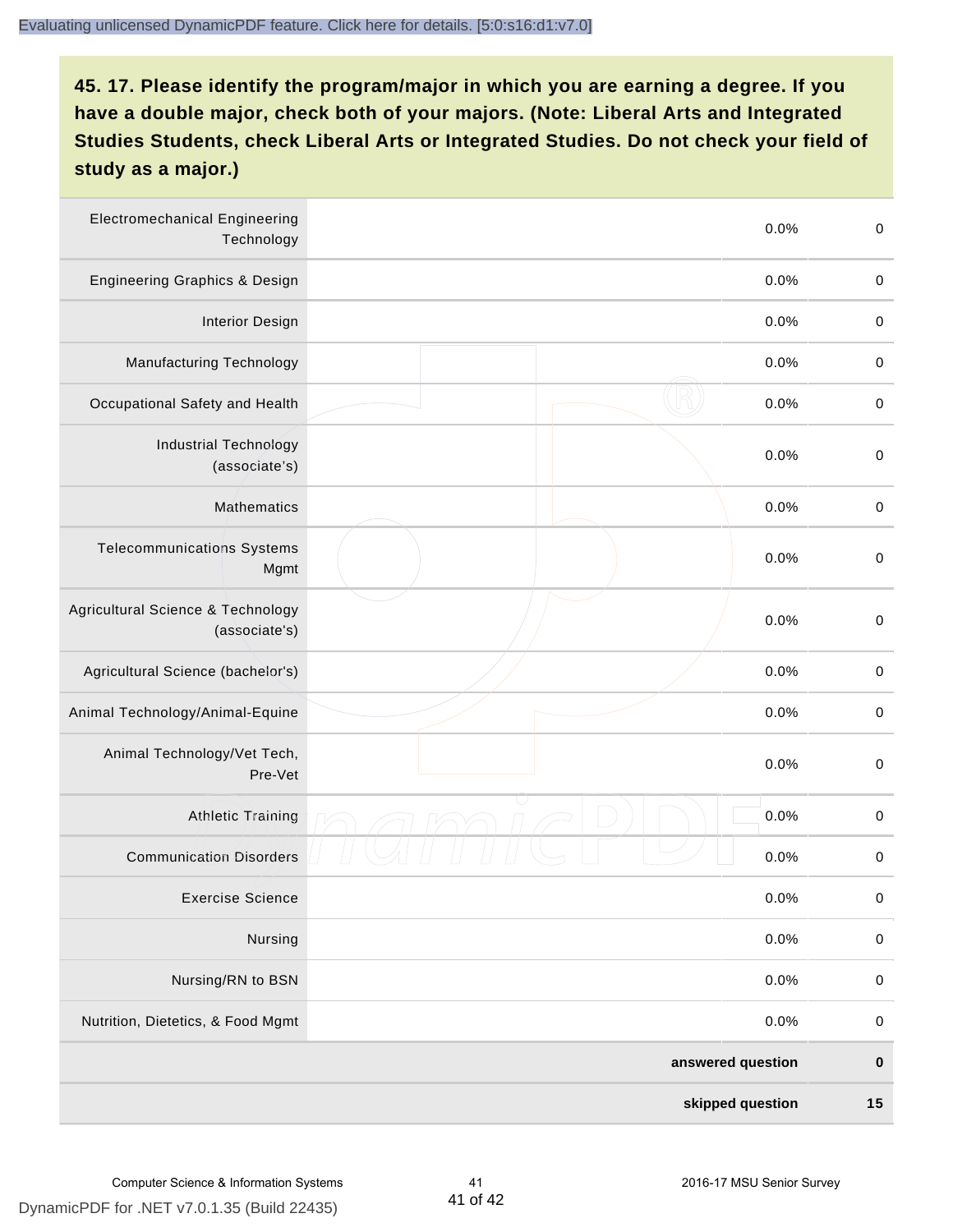## 45. 17. Please identify the program/major in which you are earning a degree. If you have a double major, check both of your majors. (Note: Liberal Arts and Integrated Studies Students, check Liberal Arts or Integrated Studies. Do not check your field of study as a major.)

| | | | |
|---|---|---|---|
| Electromechanical Engineering Technology | | 0.0% | 0 |
| Engineering Graphics & Design | | 0.0% | 0 |
| Interior Design | | 0.0% | 0 |
| Manufacturing Technology | | 0.0% | 0 |
| Occupational Safety and Health | | 0.0% | 0 |
| Industrial Technology (associate's) | | 0.0% | 0 |
| Mathematics | | 0.0% | 0 |
| Telecommunications Systems Mgmt | | 0.0% | 0 |
| Agricultural Science & Technology (associate's) | | 0.0% | 0 |
| Agricultural Science (bachelor's) | | 0.0% | 0 |
| Animal Technology/Animal-Equine | | 0.0% | 0 |
| Animal Technology/Vet Tech, Pre-Vet | | 0.0% | 0 |
| Athletic Training | | 0.0% | 0 |
| Communication Disorders | | 0.0% | 0 |
| Exercise Science | | 0.0% | 0 |
| Nursing | | 0.0% | 0 |
| Nursing/RN to BSN | | 0.0% | 0 |
| Nutrition, Dietetics, & Food Mgmt | | 0.0% | 0 |
| | | **answered question** | **0** |
| | | **skipped question** | **15** |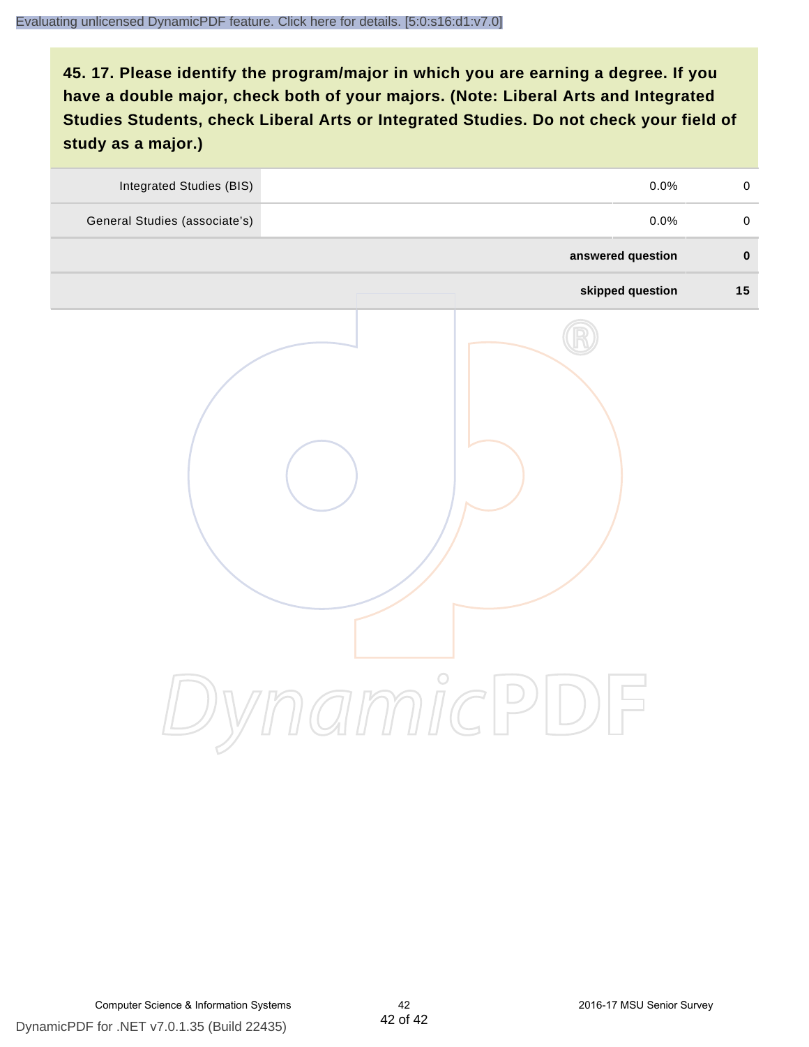**45. 17. Please identify the program/major in which you are earning a degree. If you have a double major, check both of your majors. (Note: Liberal Arts and Integrated Studies Students, check Liberal Arts or Integrated Studies. Do not check your field of study as a major.)**

| | | | |
|---|---|---|---|
| Integrated Studies (BIS) | | 0.0% | 0 |
| General Studies (associate's) | | 0.0% | 0 |
| | | **answered question** | **0** |
| | | **skipped question** | **15** |